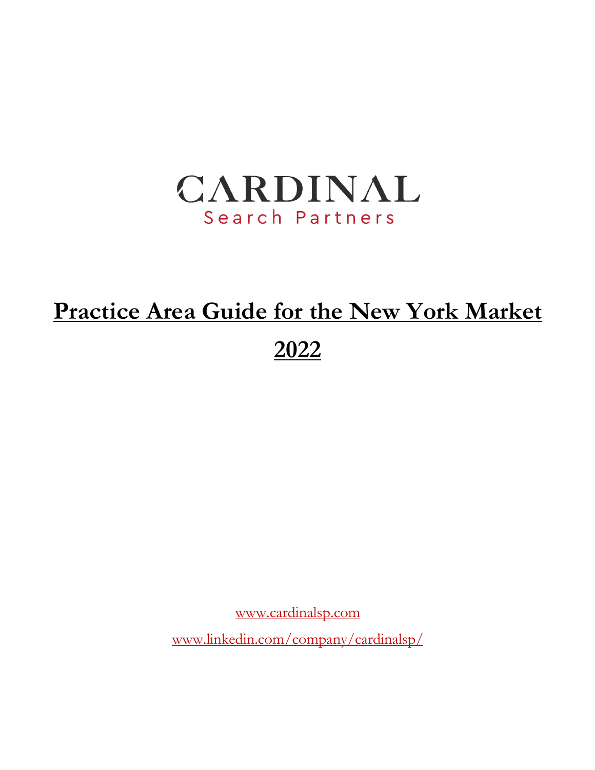CARDINAL

Search Partners

# Practice Area Guide for the New York Market

# 2022

www.cardinalsp.com

www.linkedin.com/company/cardinalsp/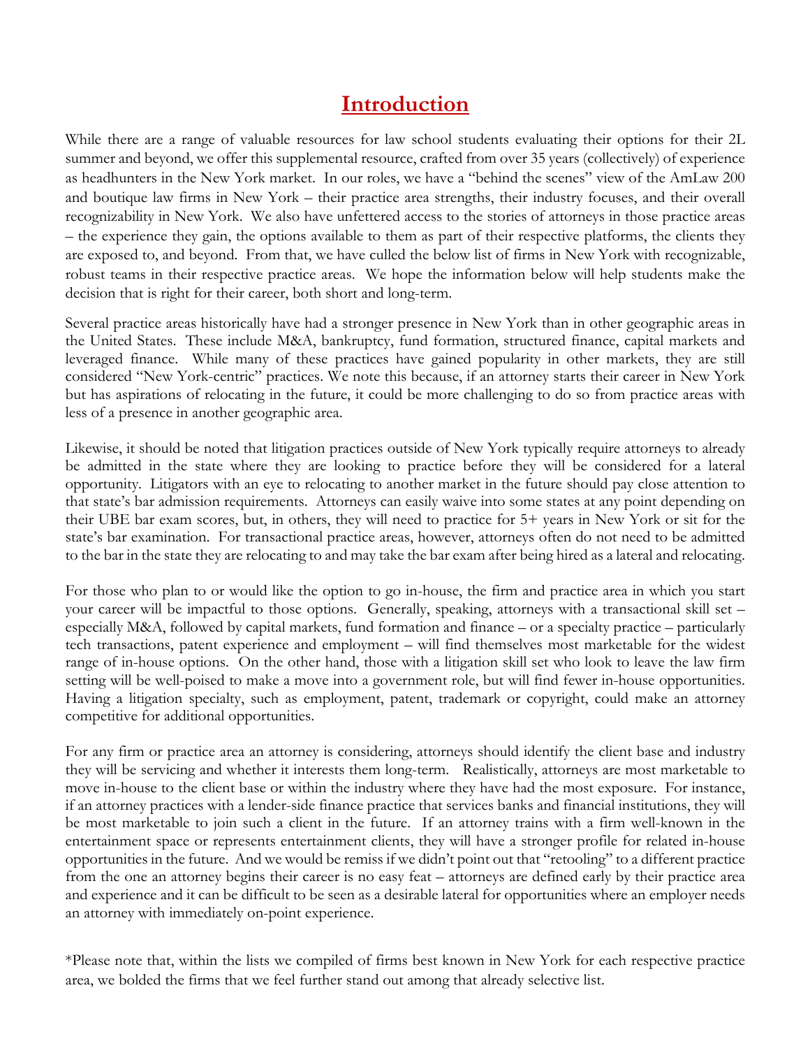# Introduction

While there are a range of valuable resources for law school students evaluating their options for their 2L summer and beyond, we offer this supplemental resource, crafted from over 35 years (collectively) of experience as headhunters in the New York market. In our roles, we have a "behind the scenes" view of the AmLaw 200 and boutique law firms in New York – their practice area strengths, their industry focuses, and their overall recognizability in New York. We also have unfettered access to the stories of attorneys in those practice areas – the experience they gain, the options available to them as part of their respective platforms, the clients they are exposed to, and beyond. From that, we have culled the below list of firms in New York with recognizable, robust teams in their respective practice areas. We hope the information below will help students make the decision that is right for their career, both short and long-term.

Several practice areas historically have had a stronger presence in New York than in other geographic areas in the United States. These include M&A, bankruptcy, fund formation, structured finance, capital markets and leveraged finance. While many of these practices have gained popularity in other markets, they are still considered "New York-centric" practices. We note this because, if an attorney starts their career in New York but has aspirations of relocating in the future, it could be more challenging to do so from practice areas with less of a presence in another geographic area.

Likewise, it should be noted that litigation practices outside of New York typically require attorneys to already be admitted in the state where they are looking to practice before they will be considered for a lateral opportunity. Litigators with an eye to relocating to another market in the future should pay close attention to that state's bar admission requirements. Attorneys can easily waive into some states at any point depending on their UBE bar exam scores, but, in others, they will need to practice for 5+ years in New York or sit for the state's bar examination. For transactional practice areas, however, attorneys often do not need to be admitted to the bar in the state they are relocating to and may take the bar exam after being hired as a lateral and relocating.

For those who plan to or would like the option to go in-house, the firm and practice area in which you start your career will be impactful to those options. Generally, speaking, attorneys with a transactional skill set – especially M&A, followed by capital markets, fund formation and finance – or a specialty practice – particularly tech transactions, patent experience and employment – will find themselves most marketable for the widest range of in-house options. On the other hand, those with a litigation skill set who look to leave the law firm setting will be well-poised to make a move into a government role, but will find fewer in-house opportunities. Having a litigation specialty, such as employment, patent, trademark or copyright, could make an attorney competitive for additional opportunities.

For any firm or practice area an attorney is considering, attorneys should identify the client base and industry they will be servicing and whether it interests them long-term. Realistically, attorneys are most marketable to move in-house to the client base or within the industry where they have had the most exposure. For instance, if an attorney practices with a lender-side finance practice that services banks and financial institutions, they will be most marketable to join such a client in the future. If an attorney trains with a firm well-known in the entertainment space or represents entertainment clients, they will have a stronger profile for related in-house opportunities in the future. And we would be remiss if we didn't point out that "retooling" to a different practice from the one an attorney begins their career is no easy feat – attorneys are defined early by their practice area and experience and it can be difficult to be seen as a desirable lateral for opportunities where an employer needs an attorney with immediately on-point experience.

*Please note that, within the lists we compiled of firms best known in New York for each respective practice area, we bolded the firms that we feel further stand out among that already selective list.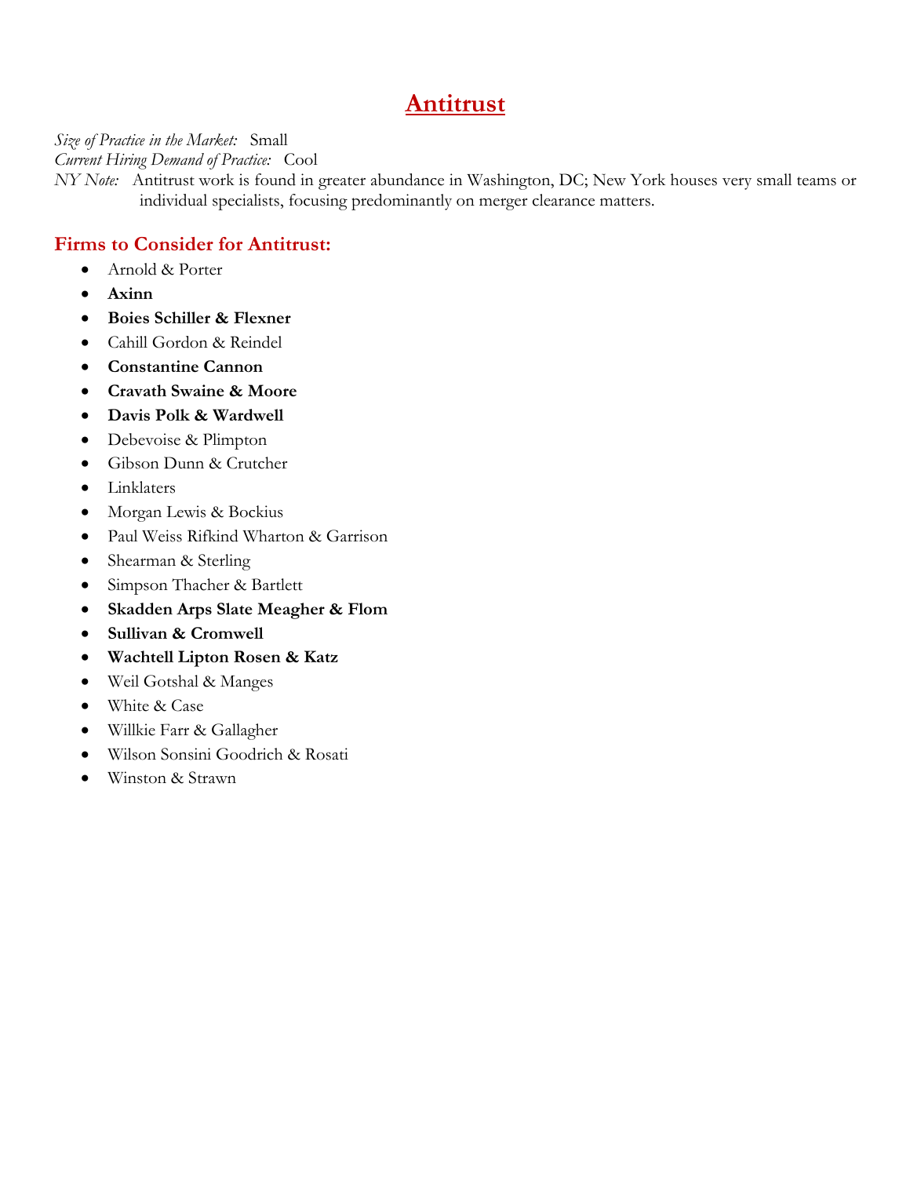# Antitrust

*Size of Practice in the Market:* Small
*Current Hiring Demand of Practice:* Cool
*NY Note:* Antitrust work is found in greater abundance in Washington, DC; New York houses very small teams or individual specialists, focusing predominantly on merger clearance matters.

## Firms to Consider for Antitrust:

- Arnold & Porter
- **Axinn**
- **Boies Schiller & Flexner**
- Cahill Gordon & Reindel
- **Constantine Cannon**
- **Cravath Swaine & Moore**
- **Davis Polk & Wardwell**
- Debevoise & Plimpton
- Gibson Dunn & Crutcher
- Linklaters
- Morgan Lewis & Bockius
- Paul Weiss Rifkind Wharton & Garrison
- Shearman & Sterling
- Simpson Thacher & Bartlett
- **Skadden Arps Slate Meagher & Flom**
- **Sullivan & Cromwell**
- **Wachtell Lipton Rosen & Katz**
- Weil Gotshal & Manges
- White & Case
- Willkie Farr & Gallagher
- Wilson Sonsini Goodrich & Rosati
- Winston & Strawn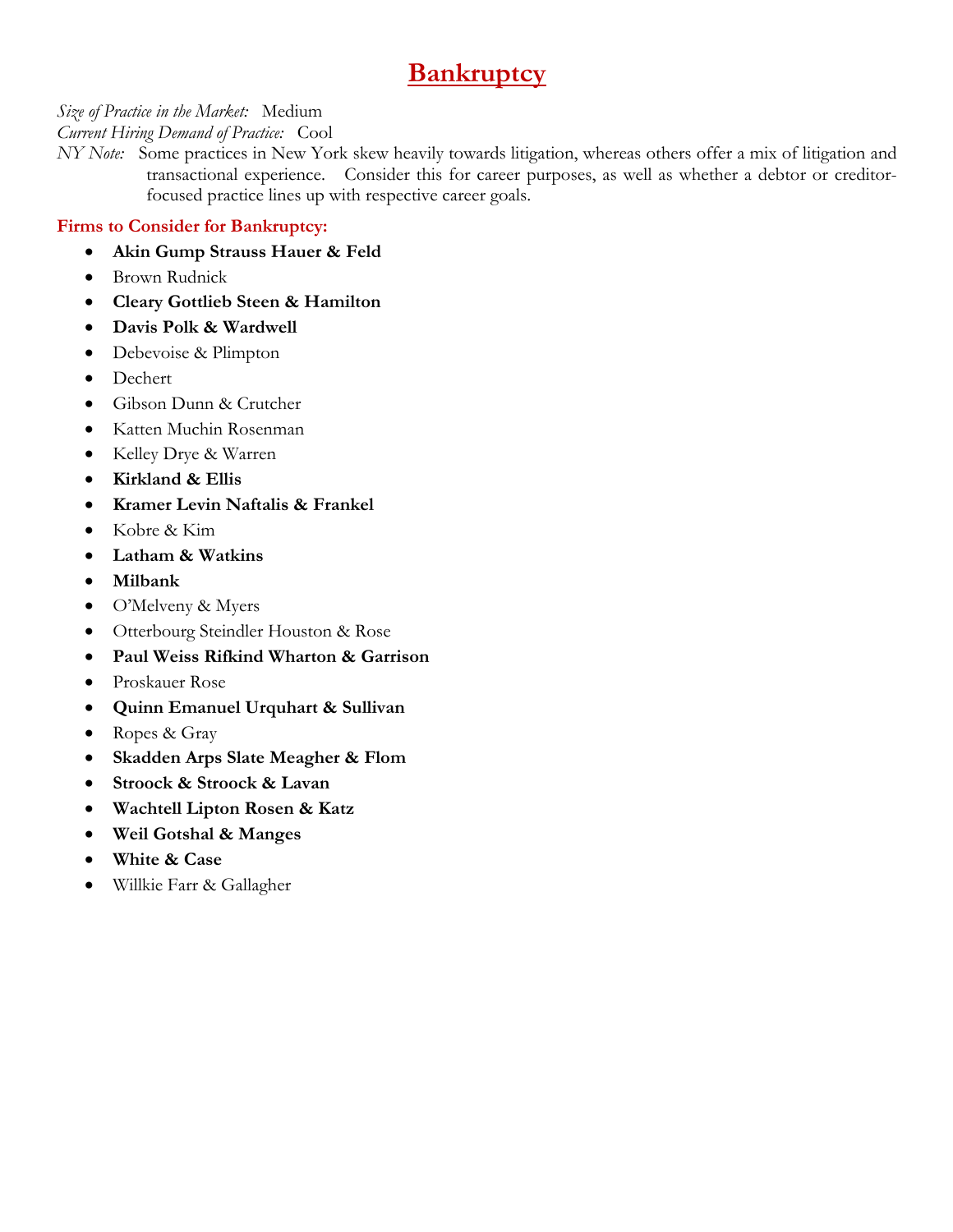# Bankruptcy

*Size of Practice in the Market:* Medium
*Current Hiring Demand of Practice:* Cool
*NY Note:* Some practices in New York skew heavily towards litigation, whereas others offer a mix of litigation and transactional experience. Consider this for career purposes, as well as whether a debtor or creditor-focused practice lines up with respective career goals.

**Firms to Consider for Bankruptcy:**

- **Akin Gump Strauss Hauer & Feld**
- Brown Rudnick
- **Cleary Gottlieb Steen & Hamilton**
- **Davis Polk & Wardwell**
- Debevoise & Plimpton
- Dechert
- Gibson Dunn & Crutcher
- Katten Muchin Rosenman
- Kelley Drye & Warren
- **Kirkland & Ellis**
- **Kramer Levin Naftalis & Frankel**
- Kobre & Kim
- **Latham & Watkins**
- **Milbank**
- O'Melveny & Myers
- Otterbourg Steindler Houston & Rose
- **Paul Weiss Rifkind Wharton & Garrison**
- Proskauer Rose
- **Quinn Emanuel Urquhart & Sullivan**
- Ropes & Gray
- **Skadden Arps Slate Meagher & Flom**
- **Stroock & Stroock & Lavan**
- **Wachtell Lipton Rosen & Katz**
- **Weil Gotshal & Manges**
- **White & Case**
- Willkie Farr & Gallagher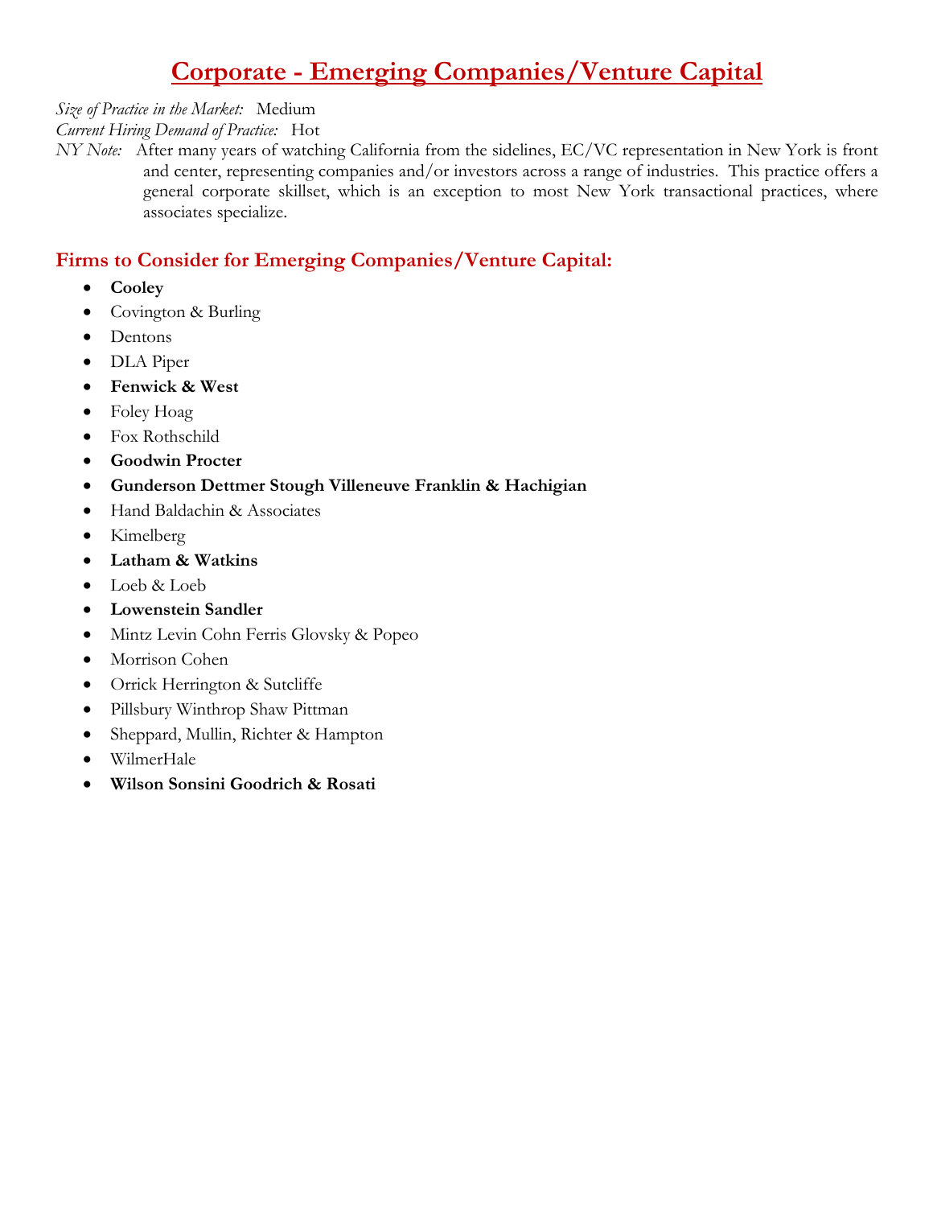# Corporate - Emerging Companies/Venture Capital

*Size of Practice in the Market:* Medium
*Current Hiring Demand of Practice:* Hot
*NY Note:* After many years of watching California from the sidelines, EC/VC representation in New York is front and center, representing companies and/or investors across a range of industries. This practice offers a general corporate skillset, which is an exception to most New York transactional practices, where associates specialize.

## Firms to Consider for Emerging Companies/Venture Capital:

- **Cooley**
- Covington & Burling
- Dentons
- DLA Piper
- **Fenwick & West**
- Foley Hoag
- Fox Rothschild
- **Goodwin Procter**
- **Gunderson Dettmer Stough Villeneuve Franklin & Hachigian**
- Hand Baldachin & Associates
- Kimelberg
- **Latham & Watkins**
- Loeb & Loeb
- **Lowenstein Sandler**
- Mintz Levin Cohn Ferris Glovsky & Popeo
- Morrison Cohen
- Orrick Herrington & Sutcliffe
- Pillsbury Winthrop Shaw Pittman
- Sheppard, Mullin, Richter & Hampton
- WilmerHale
- **Wilson Sonsini Goodrich & Rosati**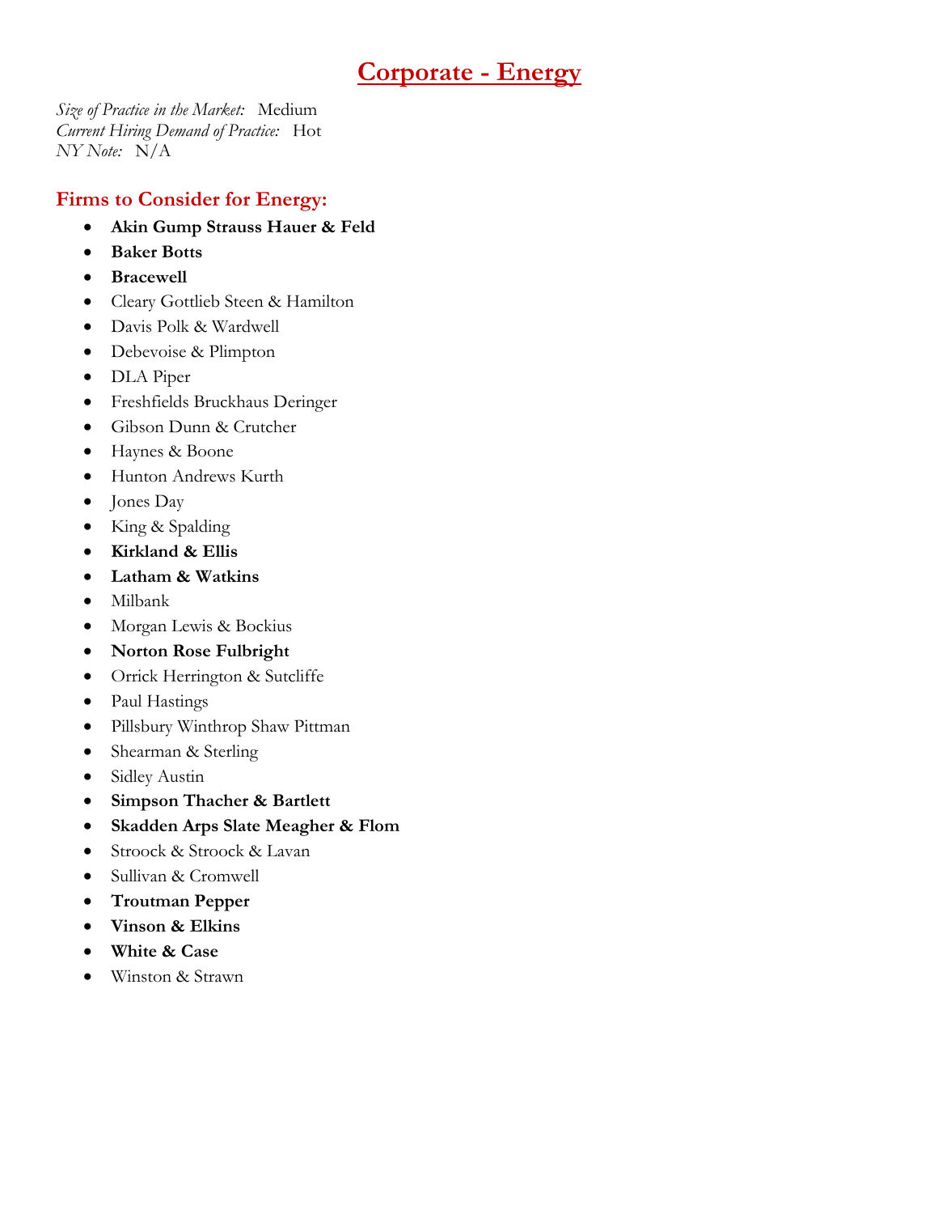# Corporate - Energy

*Size of Practice in the Market:* Medium
*Current Hiring Demand of Practice:* Hot
*NY Note:* N/A

## Firms to Consider for Energy:

- **Akin Gump Strauss Hauer & Feld**
- **Baker Botts**
- **Bracewell**
- Cleary Gottlieb Steen & Hamilton
- Davis Polk & Wardwell
- Debevoise & Plimpton
- DLA Piper
- Freshfields Bruckhaus Deringer
- Gibson Dunn & Crutcher
- Haynes & Boone
- Hunton Andrews Kurth
- Jones Day
- King & Spalding
- **Kirkland & Ellis**
- **Latham & Watkins**
- Milbank
- Morgan Lewis & Bockius
- **Norton Rose Fulbright**
- Orrick Herrington & Sutcliffe
- Paul Hastings
- Pillsbury Winthrop Shaw Pittman
- Shearman & Sterling
- Sidley Austin
- **Simpson Thacher & Bartlett**
- **Skadden Arps Slate Meagher & Flom**
- Stroock & Stroock & Lavan
- Sullivan & Cromwell
- **Troutman Pepper**
- **Vinson & Elkins**
- **White & Case**
- Winston & Strawn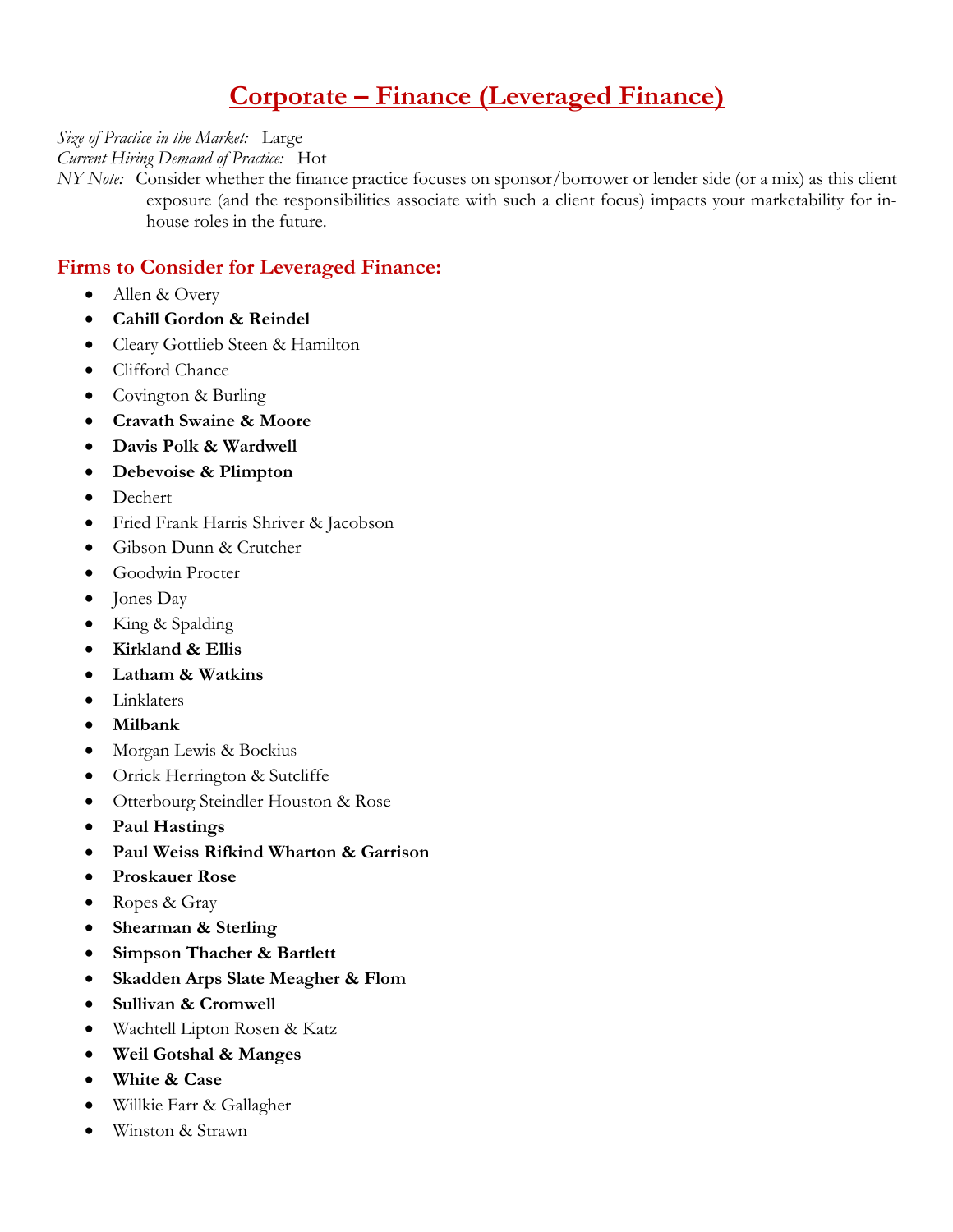# Corporate – Finance (Leveraged Finance)

*Size of Practice in the Market:* Large
*Current Hiring Demand of Practice:* Hot
*NY Note:* Consider whether the finance practice focuses on sponsor/borrower or lender side (or a mix) as this client exposure (and the responsibilities associate with such a client focus) impacts your marketability for in-house roles in the future.

## Firms to Consider for Leveraged Finance:

- Allen & Overy
- **Cahill Gordon & Reindel**
- Cleary Gottlieb Steen & Hamilton
- Clifford Chance
- Covington & Burling
- **Cravath Swaine & Moore**
- **Davis Polk & Wardwell**
- **Debevoise & Plimpton**
- Dechert
- Fried Frank Harris Shriver & Jacobson
- Gibson Dunn & Crutcher
- Goodwin Procter
- Jones Day
- King & Spalding
- **Kirkland & Ellis**
- **Latham & Watkins**
- Linklaters
- **Milbank**
- Morgan Lewis & Bockius
- Orrick Herrington & Sutcliffe
- Otterbourg Steindler Houston & Rose
- **Paul Hastings**
- **Paul Weiss Rifkind Wharton & Garrison**
- **Proskauer Rose**
- Ropes & Gray
- **Shearman & Sterling**
- **Simpson Thacher & Bartlett**
- **Skadden Arps Slate Meagher & Flom**
- **Sullivan & Cromwell**
- Wachtell Lipton Rosen & Katz
- **Weil Gotshal & Manges**
- **White & Case**
- Willkie Farr & Gallagher
- Winston & Strawn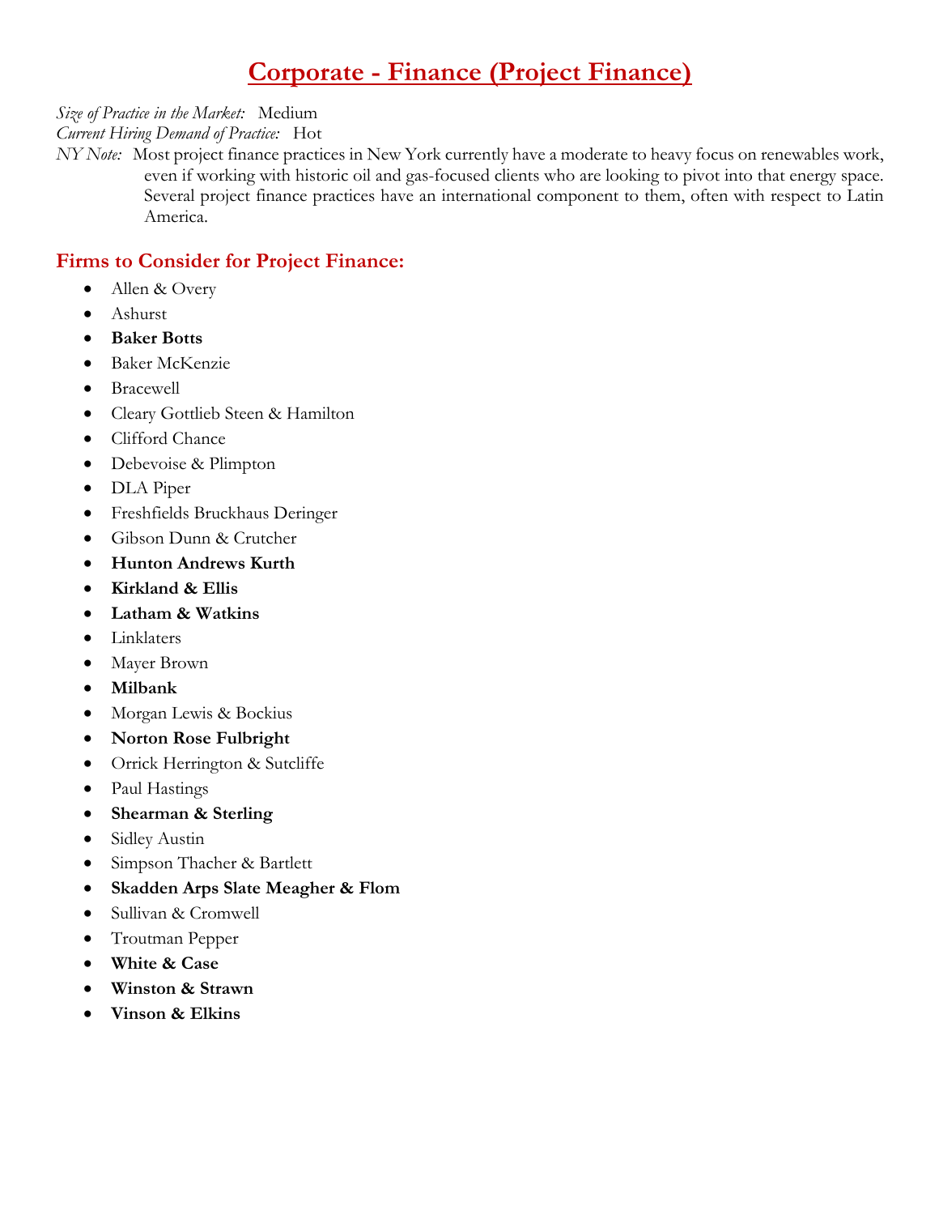# Corporate - Finance (Project Finance)

*Size of Practice in the Market:* Medium
*Current Hiring Demand of Practice:* Hot
*NY Note:* Most project finance practices in New York currently have a moderate to heavy focus on renewables work, even if working with historic oil and gas-focused clients who are looking to pivot into that energy space. Several project finance practices have an international component to them, often with respect to Latin America.

## Firms to Consider for Project Finance:

- Allen & Overy
- Ashurst
- **Baker Botts**
- Baker McKenzie
- Bracewell
- Cleary Gottlieb Steen & Hamilton
- Clifford Chance
- Debevoise & Plimpton
- DLA Piper
- Freshfields Bruckhaus Deringer
- Gibson Dunn & Crutcher
- **Hunton Andrews Kurth**
- **Kirkland & Ellis**
- **Latham & Watkins**
- Linklaters
- Mayer Brown
- **Milbank**
- Morgan Lewis & Bockius
- **Norton Rose Fulbright**
- Orrick Herrington & Sutcliffe
- Paul Hastings
- **Shearman & Sterling**
- Sidley Austin
- Simpson Thacher & Bartlett
- **Skadden Arps Slate Meagher & Flom**
- Sullivan & Cromwell
- Troutman Pepper
- **White & Case**
- **Winston & Strawn**
- **Vinson & Elkins**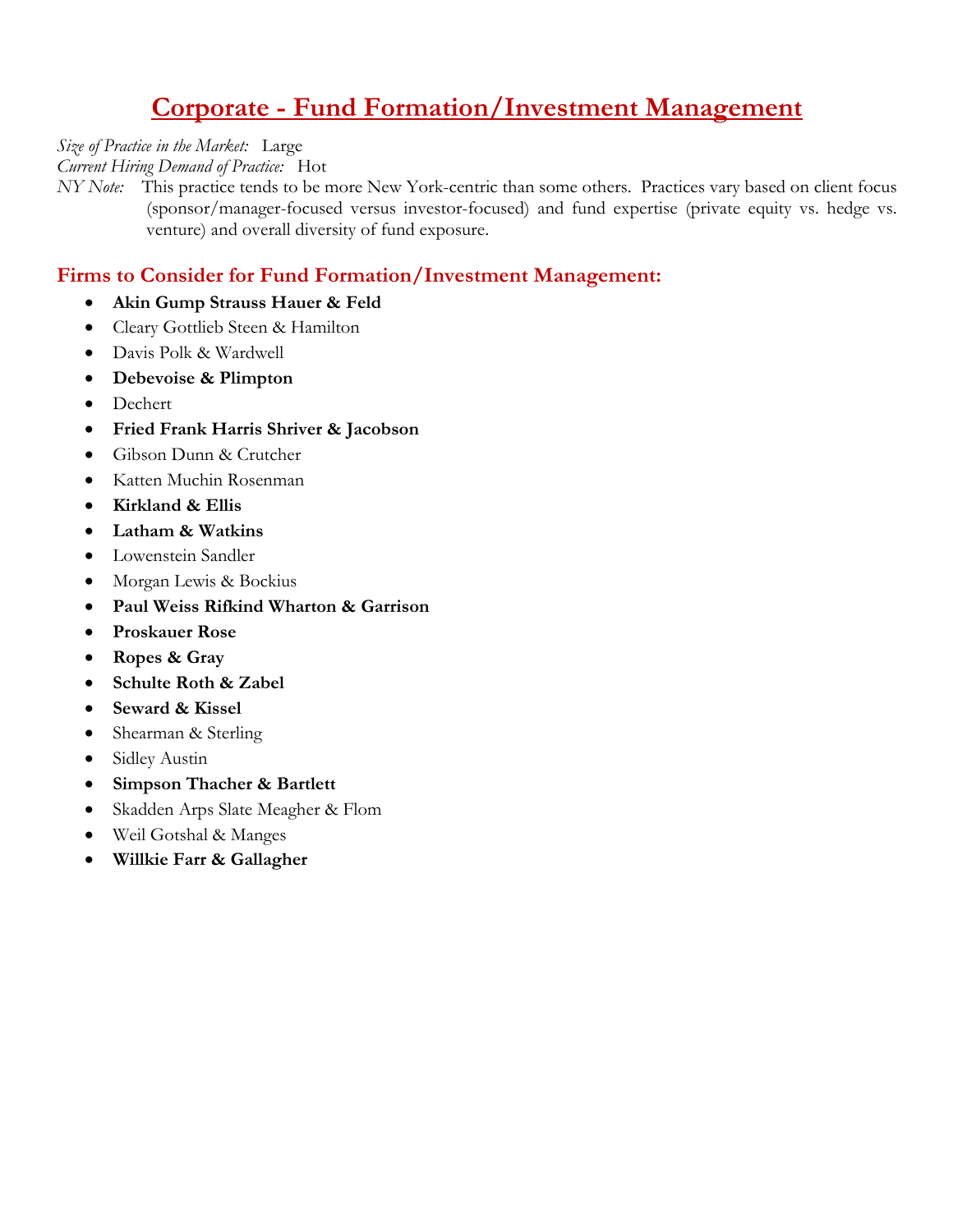# Corporate - Fund Formation/Investment Management

*Size of Practice in the Market:* Large
*Current Hiring Demand of Practice:* Hot
*NY Note:* This practice tends to be more New York-centric than some others. Practices vary based on client focus (sponsor/manager-focused versus investor-focused) and fund expertise (private equity vs. hedge vs. venture) and overall diversity of fund exposure.

## Firms to Consider for Fund Formation/Investment Management:

- **Akin Gump Strauss Hauer & Feld**
- Cleary Gottlieb Steen & Hamilton
- Davis Polk & Wardwell
- **Debevoise & Plimpton**
- Dechert
- **Fried Frank Harris Shriver & Jacobson**
- Gibson Dunn & Crutcher
- Katten Muchin Rosenman
- **Kirkland & Ellis**
- **Latham & Watkins**
- Lowenstein Sandler
- Morgan Lewis & Bockius
- **Paul Weiss Rifkind Wharton & Garrison**
- **Proskauer Rose**
- **Ropes & Gray**
- **Schulte Roth & Zabel**
- **Seward & Kissel**
- Shearman & Sterling
- Sidley Austin
- **Simpson Thacher & Bartlett**
- Skadden Arps Slate Meagher & Flom
- Weil Gotshal & Manges
- **Willkie Farr & Gallagher**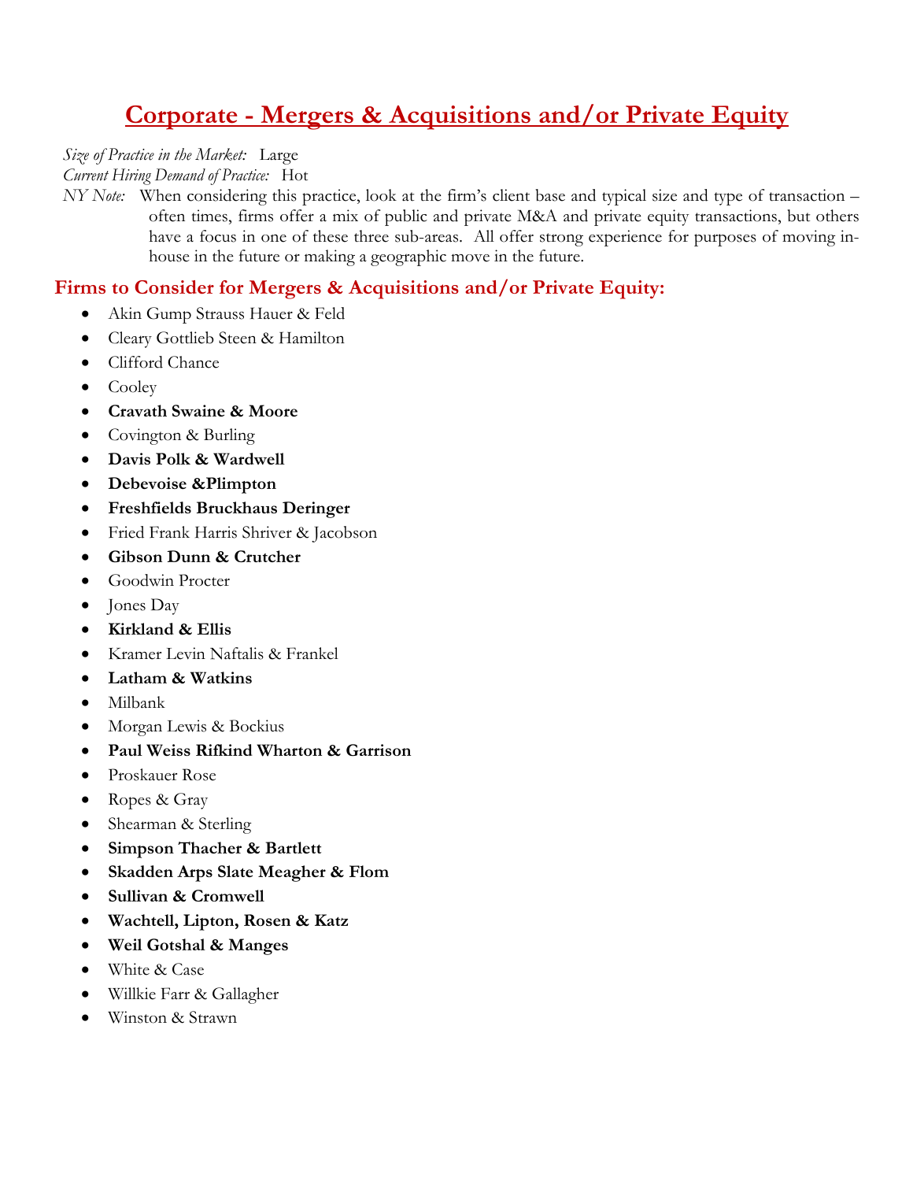# Corporate - Mergers & Acquisitions and/or Private Equity

*Size of Practice in the Market:* Large

*Current Hiring Demand of Practice:* Hot

*NY Note:* When considering this practice, look at the firm's client base and typical size and type of transaction – often times, firms offer a mix of public and private M&A and private equity transactions, but others have a focus in one of these three sub-areas. All offer strong experience for purposes of moving in-house in the future or making a geographic move in the future.

## Firms to Consider for Mergers & Acquisitions and/or Private Equity:

- Akin Gump Strauss Hauer & Feld
- Cleary Gottlieb Steen & Hamilton
- Clifford Chance
- Cooley
- **Cravath Swaine & Moore**
- Covington & Burling
- **Davis Polk & Wardwell**
- **Debevoise &Plimpton**
- **Freshfields Bruckhaus Deringer**
- Fried Frank Harris Shriver & Jacobson
- **Gibson Dunn & Crutcher**
- Goodwin Procter
- Jones Day
- **Kirkland & Ellis**
- Kramer Levin Naftalis & Frankel
- **Latham & Watkins**
- Milbank
- Morgan Lewis & Bockius
- **Paul Weiss Rifkind Wharton & Garrison**
- Proskauer Rose
- Ropes & Gray
- Shearman & Sterling
- **Simpson Thacher & Bartlett**
- **Skadden Arps Slate Meagher & Flom**
- **Sullivan & Cromwell**
- **Wachtell, Lipton, Rosen & Katz**
- **Weil Gotshal & Manges**
- White & Case
- Willkie Farr & Gallagher
- Winston & Strawn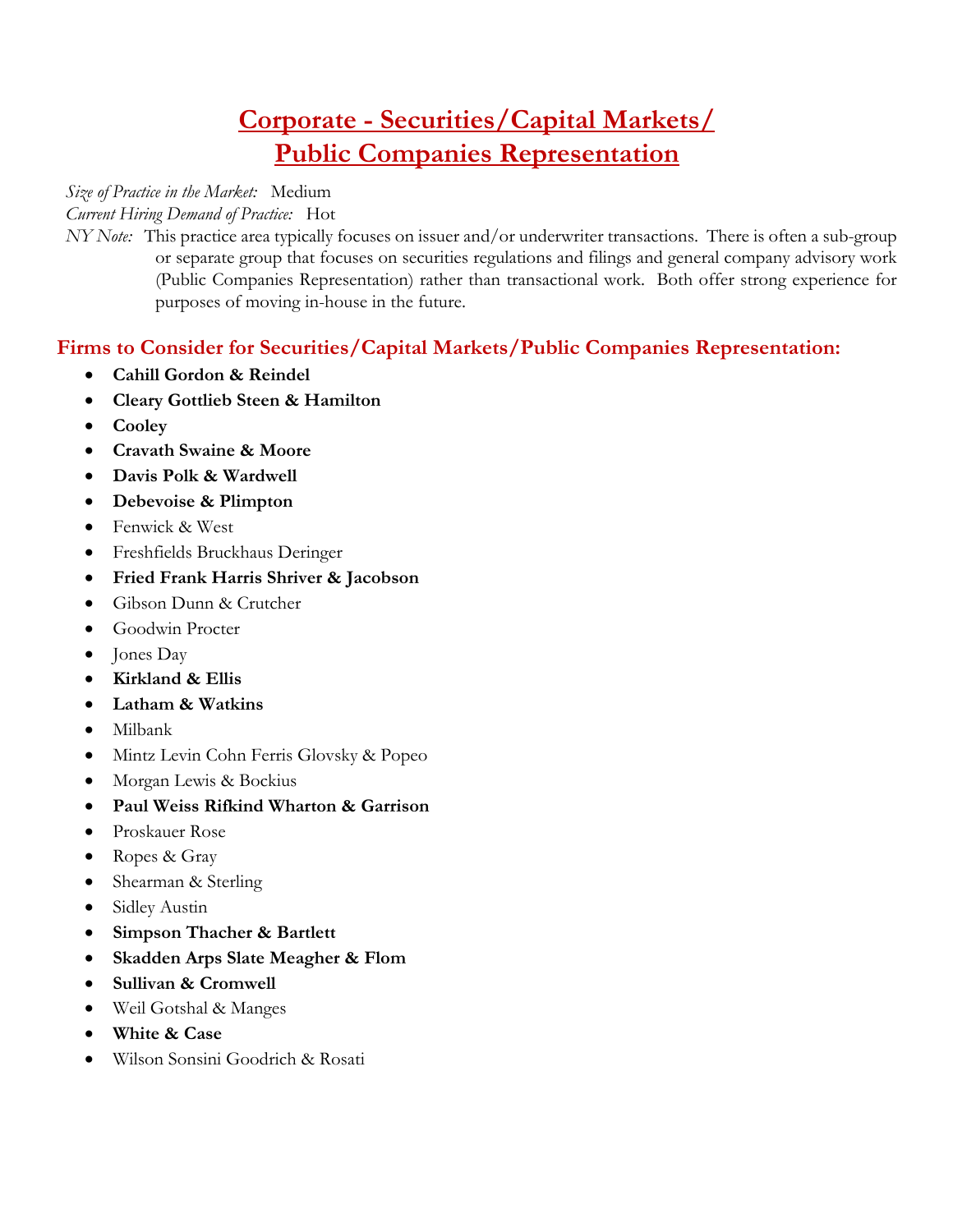# Corporate - Securities/Capital Markets/ Public Companies Representation

*Size of Practice in the Market:* Medium
*Current Hiring Demand of Practice:* Hot
*NY Note:* This practice area typically focuses on issuer and/or underwriter transactions. There is often a sub-group or separate group that focuses on securities regulations and filings and general company advisory work (Public Companies Representation) rather than transactional work. Both offer strong experience for purposes of moving in-house in the future.

## Firms to Consider for Securities/Capital Markets/Public Companies Representation:

- **Cahill Gordon & Reindel**
- **Cleary Gottlieb Steen & Hamilton**
- **Cooley**
- **Cravath Swaine & Moore**
- **Davis Polk & Wardwell**
- **Debevoise & Plimpton**
- Fenwick & West
- Freshfields Bruckhaus Deringer
- **Fried Frank Harris Shriver & Jacobson**
- Gibson Dunn & Crutcher
- Goodwin Procter
- Jones Day
- **Kirkland & Ellis**
- **Latham & Watkins**
- Milbank
- Mintz Levin Cohn Ferris Glovsky & Popeo
- Morgan Lewis & Bockius
- **Paul Weiss Rifkind Wharton & Garrison**
- Proskauer Rose
- Ropes & Gray
- Shearman & Sterling
- Sidley Austin
- **Simpson Thacher & Bartlett**
- **Skadden Arps Slate Meagher & Flom**
- **Sullivan & Cromwell**
- Weil Gotshal & Manges
- **White & Case**
- Wilson Sonsini Goodrich & Rosati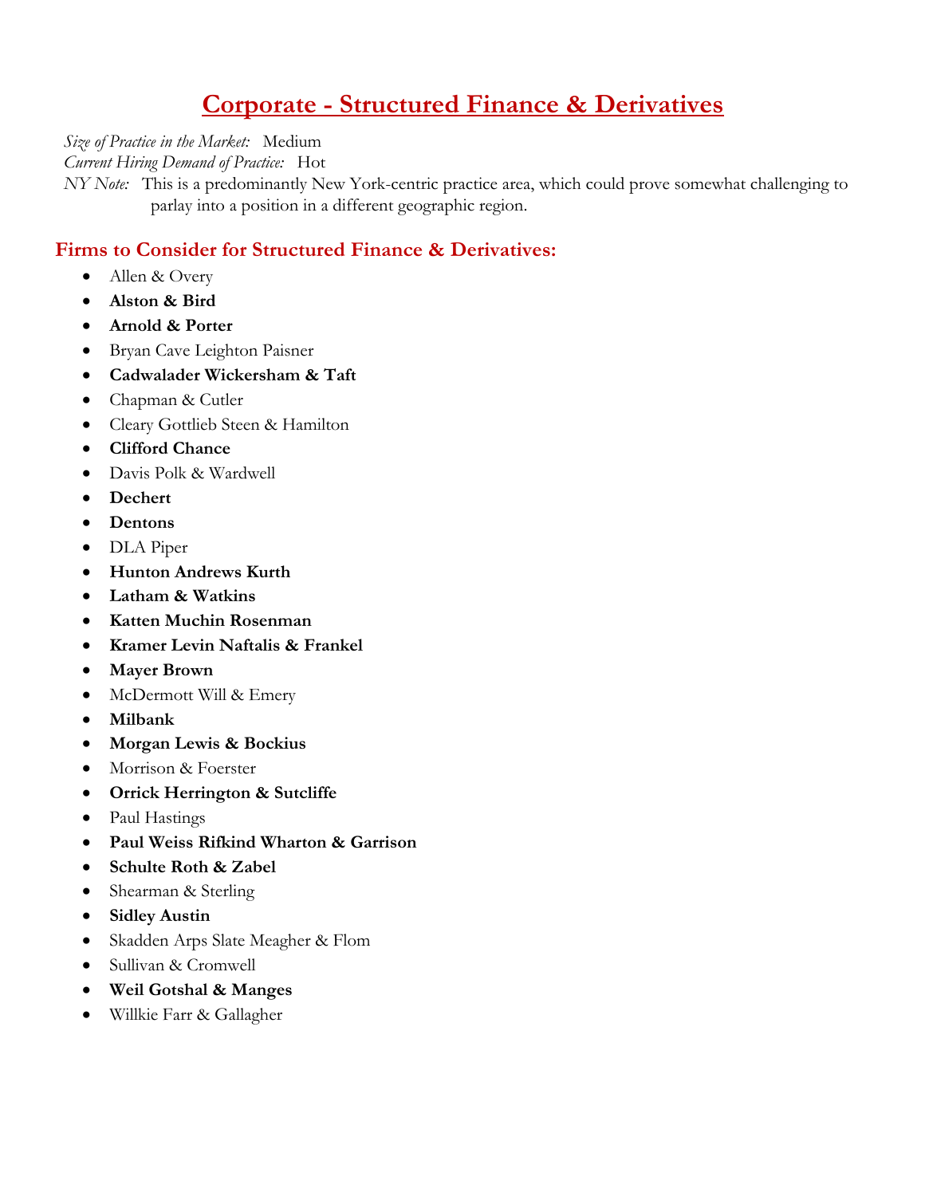# Corporate - Structured Finance & Derivatives

*Size of Practice in the Market:* Medium
*Current Hiring Demand of Practice:* Hot
*NY Note:* This is a predominantly New York-centric practice area, which could prove somewhat challenging to parlay into a position in a different geographic region.

## Firms to Consider for Structured Finance & Derivatives:

- Allen & Overy
- **Alston & Bird**
- **Arnold & Porter**
- Bryan Cave Leighton Paisner
- **Cadwalader Wickersham & Taft**
- Chapman & Cutler
- Cleary Gottlieb Steen & Hamilton
- **Clifford Chance**
- Davis Polk & Wardwell
- **Dechert**
- **Dentons**
- DLA Piper
- **Hunton Andrews Kurth**
- **Latham & Watkins**
- **Katten Muchin Rosenman**
- **Kramer Levin Naftalis & Frankel**
- **Mayer Brown**
- McDermott Will & Emery
- **Milbank**
- **Morgan Lewis & Bockius**
- Morrison & Foerster
- **Orrick Herrington & Sutcliffe**
- Paul Hastings
- **Paul Weiss Rifkind Wharton & Garrison**
- **Schulte Roth & Zabel**
- Shearman & Sterling
- **Sidley Austin**
- Skadden Arps Slate Meagher & Flom
- Sullivan & Cromwell
- **Weil Gotshal & Manges**
- Willkie Farr & Gallagher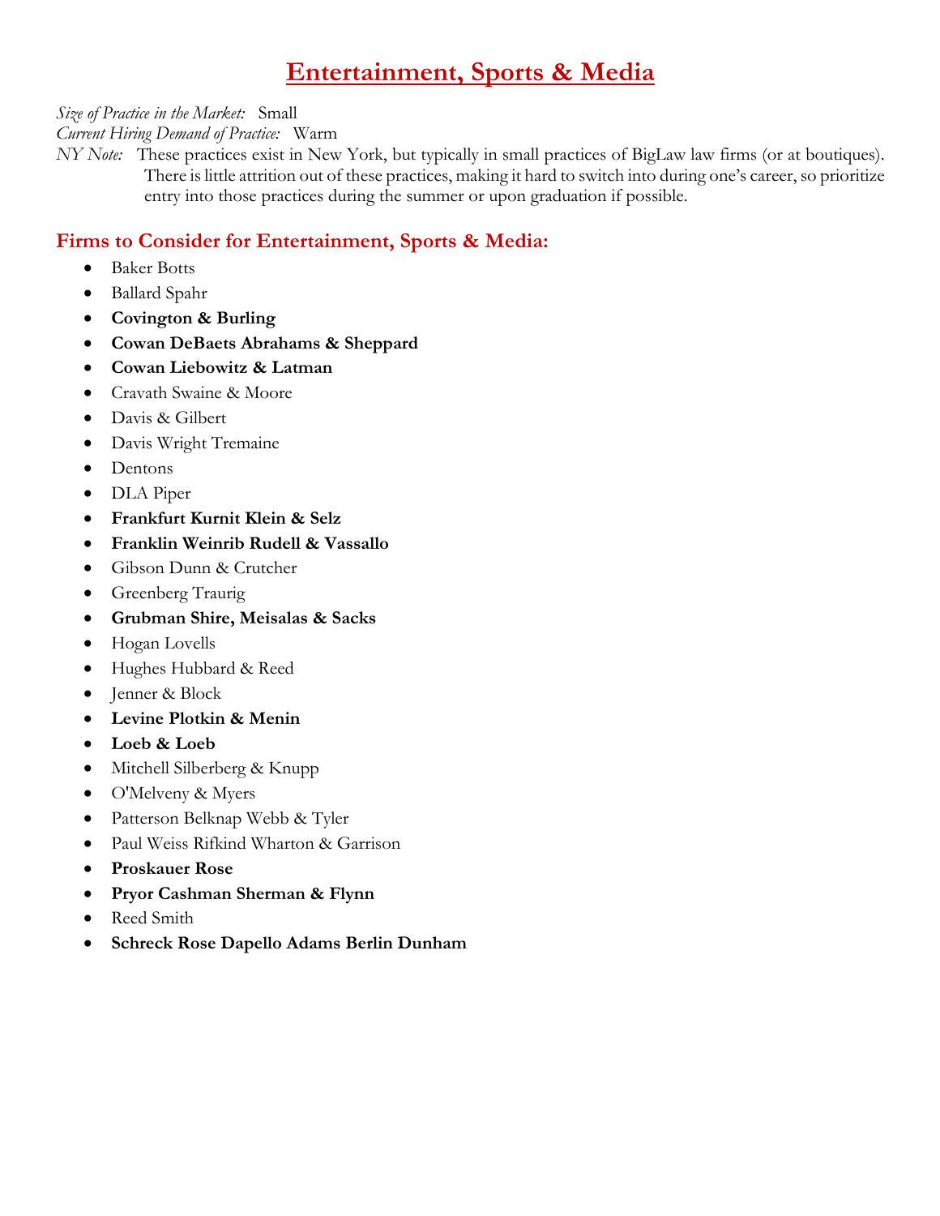# Entertainment, Sports & Media

*Size of Practice in the Market:* Small
*Current Hiring Demand of Practice:* Warm
*NY Note:* These practices exist in New York, but typically in small practices of BigLaw law firms (or at boutiques). There is little attrition out of these practices, making it hard to switch into during one's career, so prioritize entry into those practices during the summer or upon graduation if possible.

## Firms to Consider for Entertainment, Sports & Media:

- Baker Botts
- Ballard Spahr
- **Covington & Burling**
- **Cowan DeBaets Abrahams & Sheppard**
- **Cowan Liebowitz & Latman**
- Cravath Swaine & Moore
- Davis & Gilbert
- Davis Wright Tremaine
- Dentons
- DLA Piper
- **Frankfurt Kurnit Klein & Selz**
- **Franklin Weinrib Rudell & Vassallo**
- Gibson Dunn & Crutcher
- Greenberg Traurig
- **Grubman Shire, Meisalas & Sacks**
- Hogan Lovells
- Hughes Hubbard & Reed
- Jenner & Block
- **Levine Plotkin & Menin**
- **Loeb & Loeb**
- Mitchell Silberberg & Knupp
- O'Melveny & Myers
- Patterson Belknap Webb & Tyler
- Paul Weiss Rifkind Wharton & Garrison
- **Proskauer Rose**
- **Pryor Cashman Sherman & Flynn**
- Reed Smith
- **Schreck Rose Dapello Adams Berlin Dunham**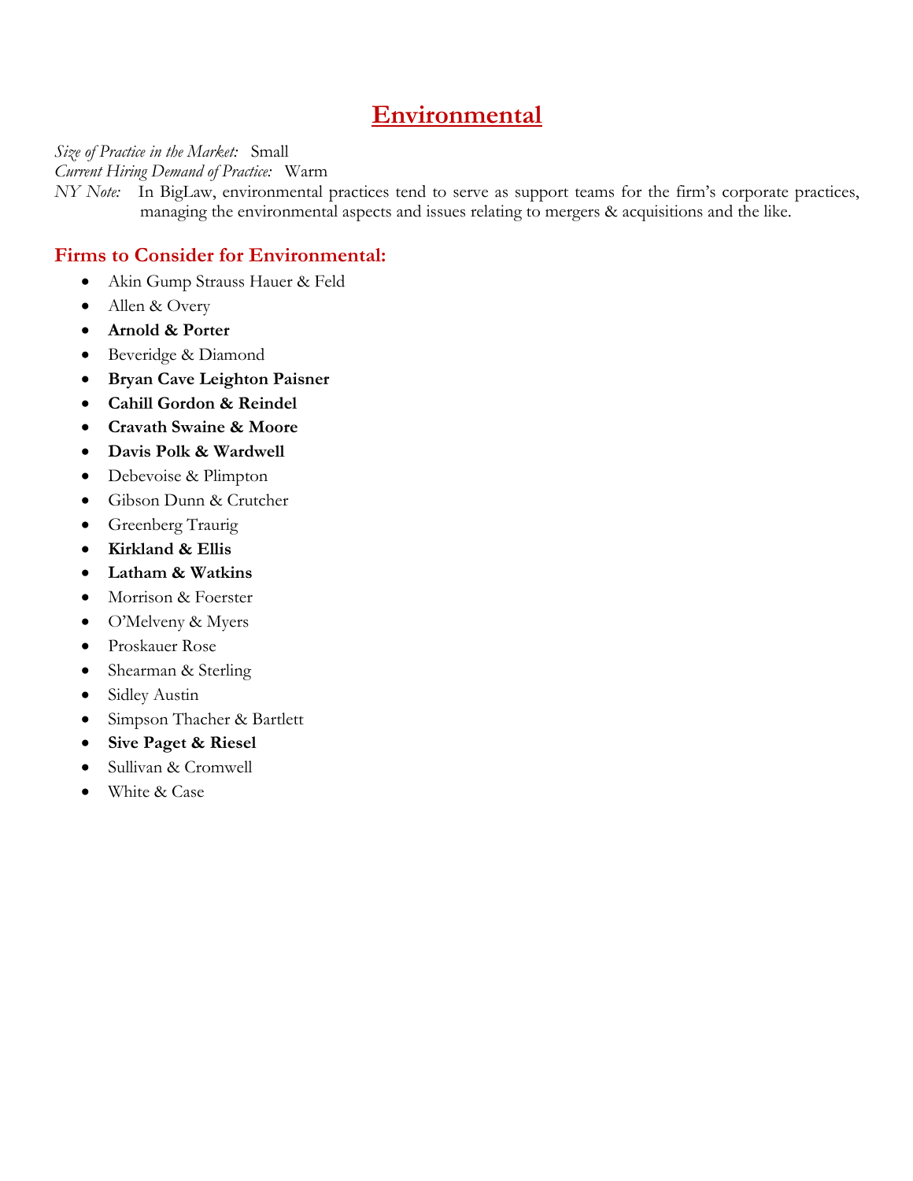# Environmental

*Size of Practice in the Market:* Small
*Current Hiring Demand of Practice:* Warm
*NY Note:* In BigLaw, environmental practices tend to serve as support teams for the firm's corporate practices, managing the environmental aspects and issues relating to mergers & acquisitions and the like.

## Firms to Consider for Environmental:

- Akin Gump Strauss Hauer & Feld
- Allen & Overy
- **Arnold & Porter**
- Beveridge & Diamond
- **Bryan Cave Leighton Paisner**
- **Cahill Gordon & Reindel**
- **Cravath Swaine & Moore**
- **Davis Polk & Wardwell**
- Debevoise & Plimpton
- Gibson Dunn & Crutcher
- Greenberg Traurig
- **Kirkland & Ellis**
- **Latham & Watkins**
- Morrison & Foerster
- O'Melveny & Myers
- Proskauer Rose
- Shearman & Sterling
- Sidley Austin
- Simpson Thacher & Bartlett
- **Sive Paget & Riesel**
- Sullivan & Cromwell
- White & Case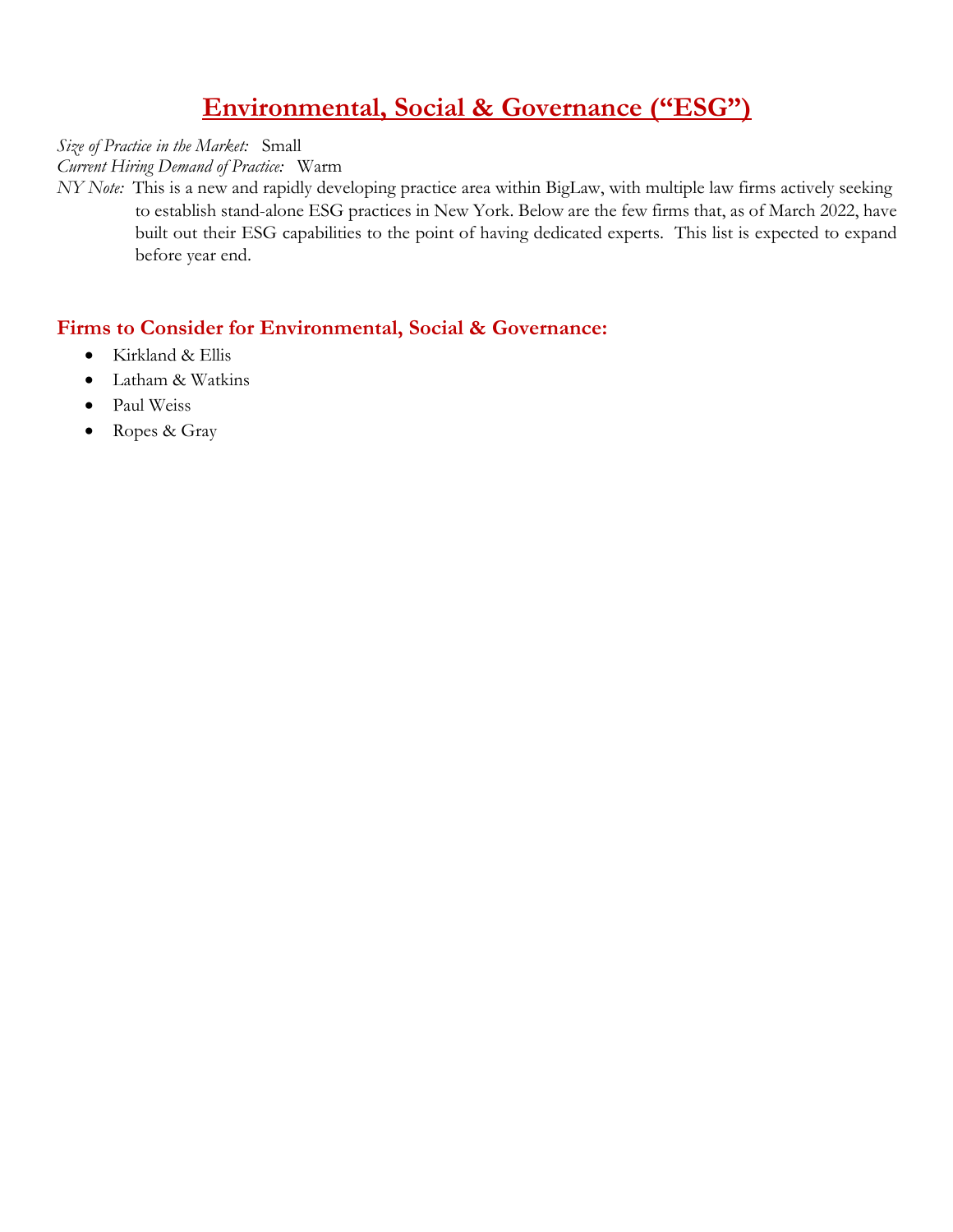# Environmental, Social & Governance ("ESG")

*Size of Practice in the Market:* Small
*Current Hiring Demand of Practice:* Warm
*NY Note:* This is a new and rapidly developing practice area within BigLaw, with multiple law firms actively seeking to establish stand-alone ESG practices in New York. Below are the few firms that, as of March 2022, have built out their ESG capabilities to the point of having dedicated experts. This list is expected to expand before year end.

## Firms to Consider for Environmental, Social & Governance:

- Kirkland & Ellis
- Latham & Watkins
- Paul Weiss
- Ropes & Gray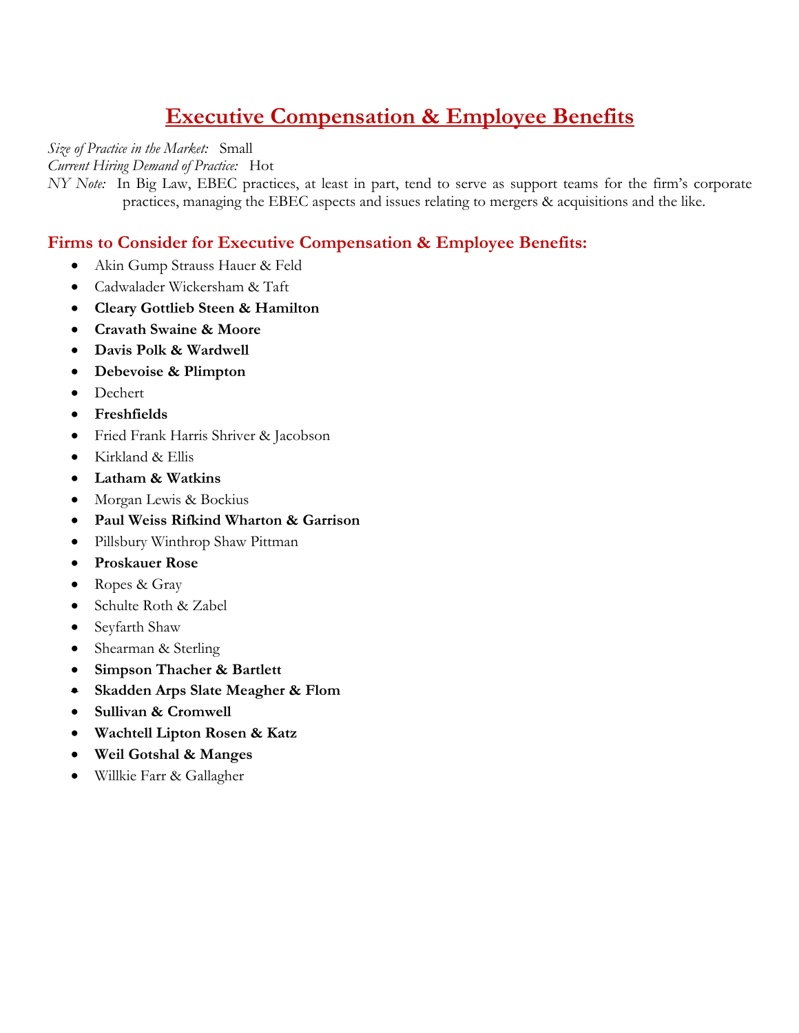# Executive Compensation & Employee Benefits

*Size of Practice in the Market:* Small
*Current Hiring Demand of Practice:* Hot
*NY Note:* In Big Law, EBEC practices, at least in part, tend to serve as support teams for the firm's corporate practices, managing the EBEC aspects and issues relating to mergers & acquisitions and the like.

## Firms to Consider for Executive Compensation & Employee Benefits:

- Akin Gump Strauss Hauer & Feld
- Cadwalader Wickersham & Taft
- **Cleary Gottlieb Steen & Hamilton**
- **Cravath Swaine & Moore**
- **Davis Polk & Wardwell**
- **Debevoise & Plimpton**
- Dechert
- **Freshfields**
- Fried Frank Harris Shriver & Jacobson
- Kirkland & Ellis
- **Latham & Watkins**
- Morgan Lewis & Bockius
- **Paul Weiss Rifkind Wharton & Garrison**
- Pillsbury Winthrop Shaw Pittman
- **Proskauer Rose**
- Ropes & Gray
- Schulte Roth & Zabel
- Seyfarth Shaw
- Shearman & Sterling
- **Simpson Thacher & Bartlett**
- **Skadden Arps Slate Meagher & Flom**
- **Sullivan & Cromwell**
- **Wachtell Lipton Rosen & Katz**
- **Weil Gotshal & Manges**
- Willkie Farr & Gallagher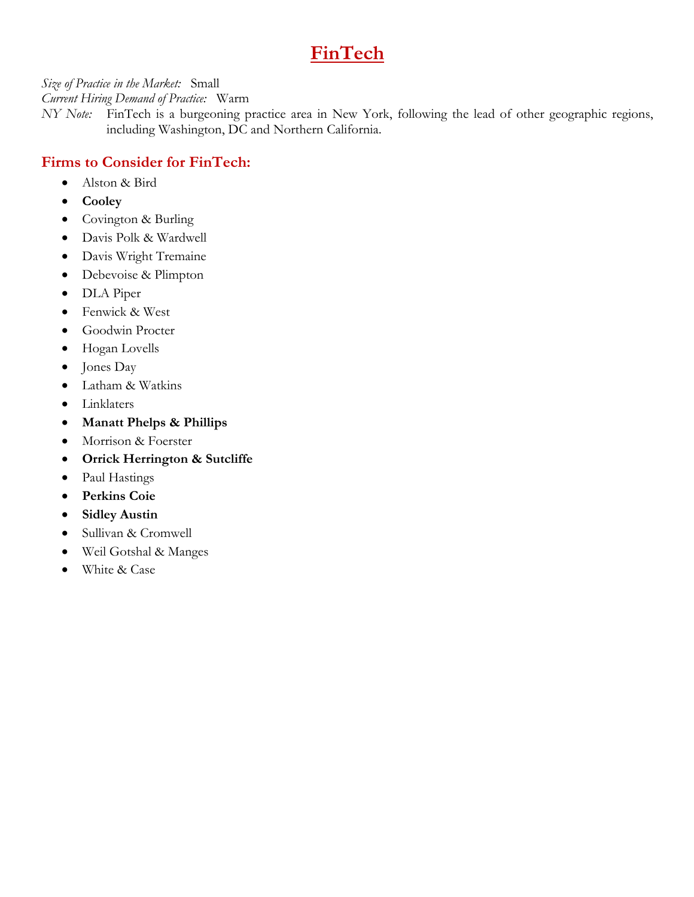# FinTech

*Size of Practice in the Market:* Small
*Current Hiring Demand of Practice:* Warm
*NY Note:* FinTech is a burgeoning practice area in New York, following the lead of other geographic regions, including Washington, DC and Northern California.

## Firms to Consider for FinTech:

- Alston & Bird
- **Cooley**
- Covington & Burling
- Davis Polk & Wardwell
- Davis Wright Tremaine
- Debevoise & Plimpton
- DLA Piper
- Fenwick & West
- Goodwin Procter
- Hogan Lovells
- Jones Day
- Latham & Watkins
- Linklaters
- **Manatt Phelps & Phillips**
- Morrison & Foerster
- **Orrick Herrington & Sutcliffe**
- Paul Hastings
- **Perkins Coie**
- **Sidley Austin**
- Sullivan & Cromwell
- Weil Gotshal & Manges
- White & Case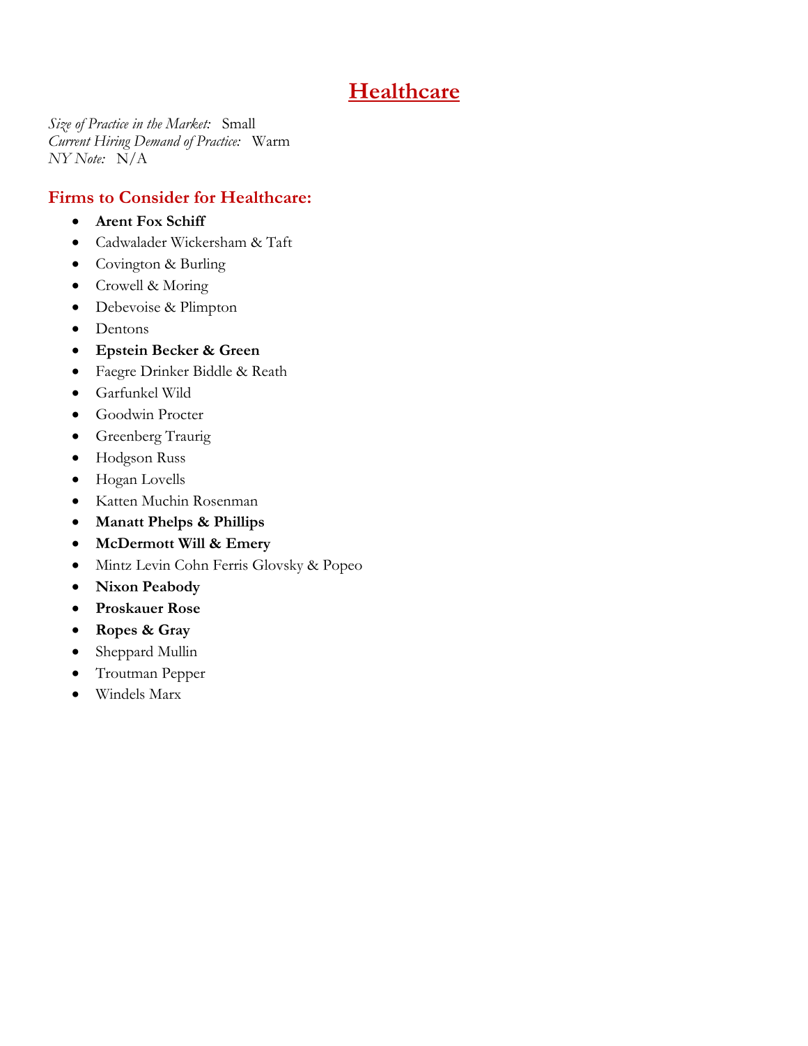# Healthcare

*Size of Practice in the Market:* Small
*Current Hiring Demand of Practice:* Warm
*NY Note:* N/A

## Firms to Consider for Healthcare:

- **Arent Fox Schiff**
- Cadwalader Wickersham & Taft
- Covington & Burling
- Crowell & Moring
- Debevoise & Plimpton
- Dentons
- **Epstein Becker & Green**
- Faegre Drinker Biddle & Reath
- Garfunkel Wild
- Goodwin Procter
- Greenberg Traurig
- Hodgson Russ
- Hogan Lovells
- Katten Muchin Rosenman
- **Manatt Phelps & Phillips**
- **McDermott Will & Emery**
- Mintz Levin Cohn Ferris Glovsky & Popeo
- **Nixon Peabody**
- **Proskauer Rose**
- **Ropes & Gray**
- Sheppard Mullin
- Troutman Pepper
- Windels Marx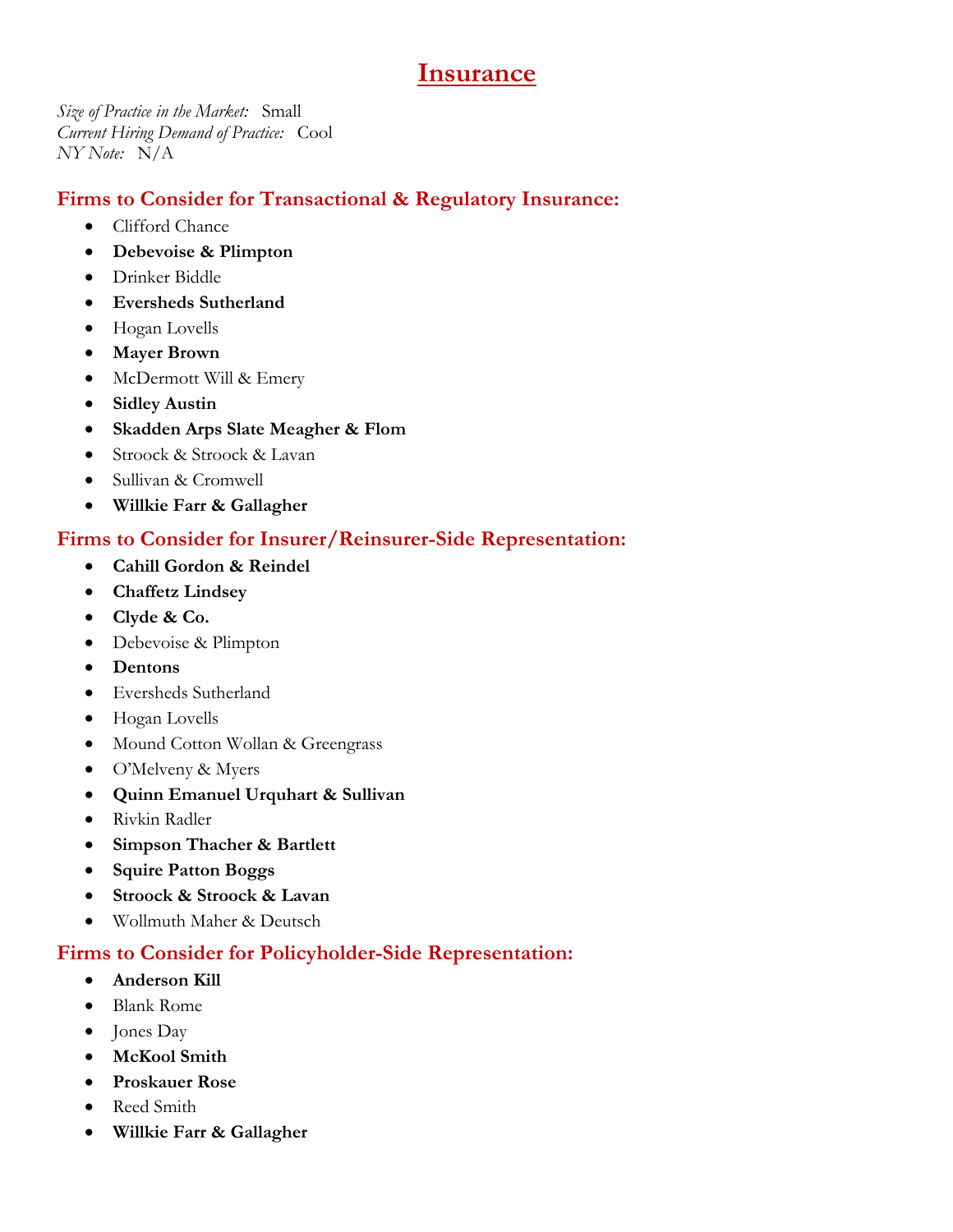# Insurance

*Size of Practice in the Market:* Small
*Current Hiring Demand of Practice:* Cool
*NY Note:* N/A

## Firms to Consider for Transactional & Regulatory Insurance:

- Clifford Chance
- **Debevoise & Plimpton**
- Drinker Biddle
- **Eversheds Sutherland**
- Hogan Lovells
- **Mayer Brown**
- McDermott Will & Emery
- **Sidley Austin**
- **Skadden Arps Slate Meagher & Flom**
- Stroock & Stroock & Lavan
- Sullivan & Cromwell
- **Willkie Farr & Gallagher**

## Firms to Consider for Insurer/Reinsurer-Side Representation:

- **Cahill Gordon & Reindel**
- **Chaffetz Lindsey**
- **Clyde & Co.**
- Debevoise & Plimpton
- **Dentons**
- Eversheds Sutherland
- Hogan Lovells
- Mound Cotton Wollan & Greengrass
- O'Melveny & Myers
- **Quinn Emanuel Urquhart & Sullivan**
- Rivkin Radler
- **Simpson Thacher & Bartlett**
- **Squire Patton Boggs**
- **Stroock & Stroock & Lavan**
- Wollmuth Maher & Deutsch

## Firms to Consider for Policyholder-Side Representation:

- **Anderson Kill**
- Blank Rome
- Jones Day
- **McKool Smith**
- **Proskauer Rose**
- Reed Smith
- **Willkie Farr & Gallagher**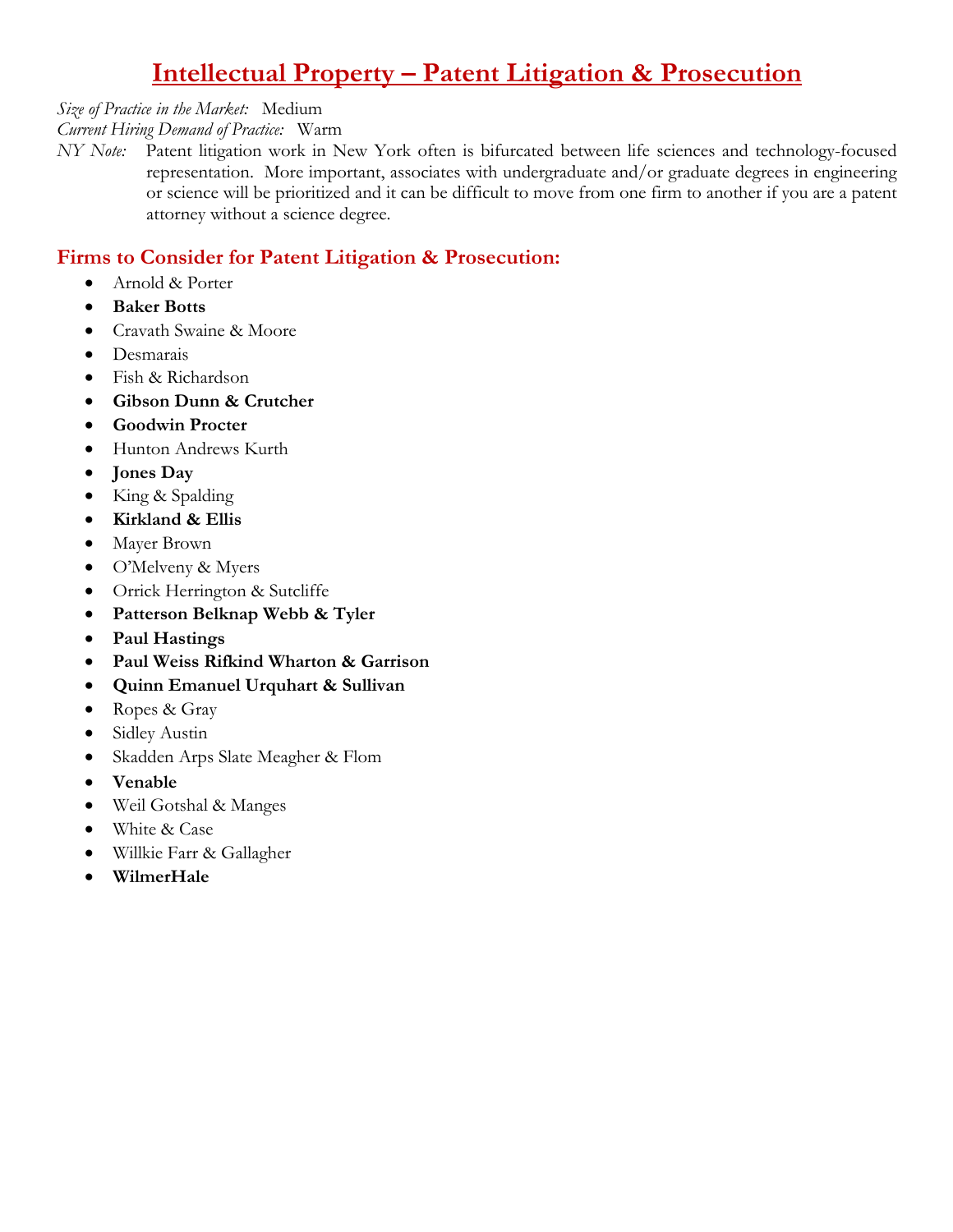# Intellectual Property – Patent Litigation & Prosecution

*Size of Practice in the Market:* Medium

*Current Hiring Demand of Practice:* Warm

*NY Note:* Patent litigation work in New York often is bifurcated between life sciences and technology-focused representation. More important, associates with undergraduate and/or graduate degrees in engineering or science will be prioritized and it can be difficult to move from one firm to another if you are a patent attorney without a science degree.

## Firms to Consider for Patent Litigation & Prosecution:

- Arnold & Porter
- **Baker Botts**
- Cravath Swaine & Moore
- Desmarais
- Fish & Richardson
- **Gibson Dunn & Crutcher**
- **Goodwin Procter**
- Hunton Andrews Kurth
- **Jones Day**
- King & Spalding
- **Kirkland & Ellis**
- Mayer Brown
- O'Melveny & Myers
- Orrick Herrington & Sutcliffe
- **Patterson Belknap Webb & Tyler**
- **Paul Hastings**
- **Paul Weiss Rifkind Wharton & Garrison**
- **Quinn Emanuel Urquhart & Sullivan**
- Ropes & Gray
- Sidley Austin
- Skadden Arps Slate Meagher & Flom
- **Venable**
- Weil Gotshal & Manges
- White & Case
- Willkie Farr & Gallagher
- **WilmerHale**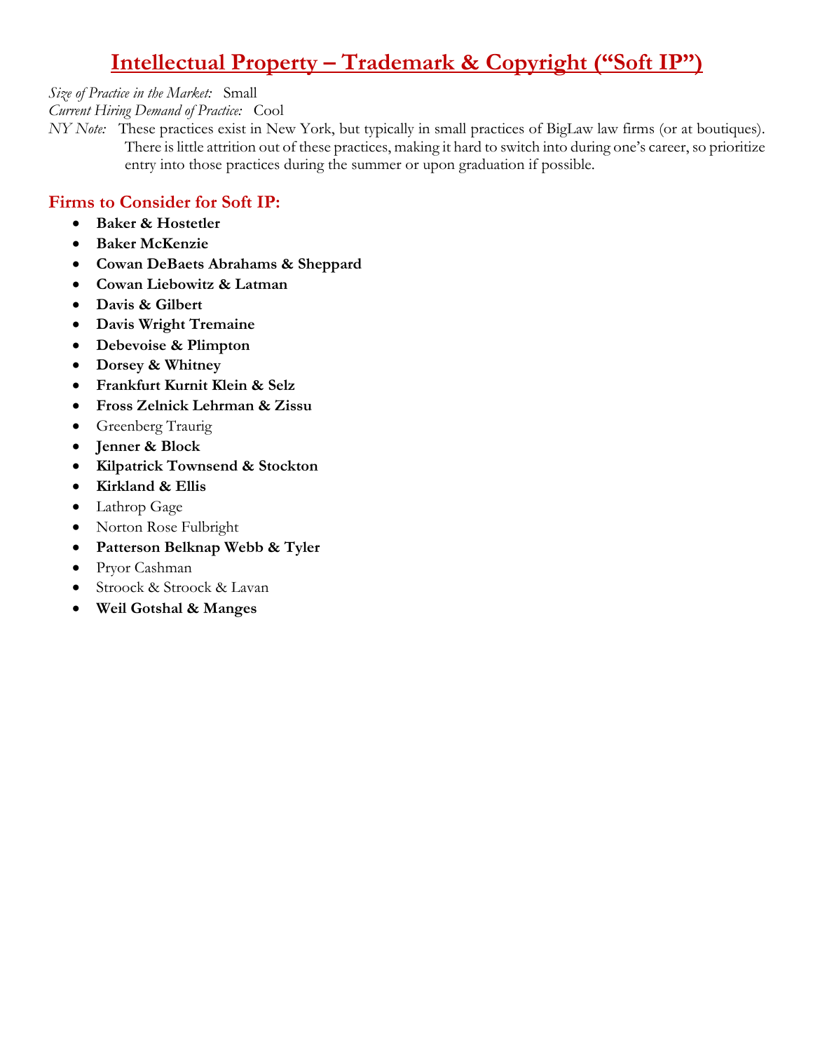# Intellectual Property – Trademark & Copyright ("Soft IP")

*Size of Practice in the Market:* Small
*Current Hiring Demand of Practice:* Cool
*NY Note:* These practices exist in New York, but typically in small practices of BigLaw law firms (or at boutiques). There is little attrition out of these practices, making it hard to switch into during one's career, so prioritize entry into those practices during the summer or upon graduation if possible.

## Firms to Consider for Soft IP:

- **Baker & Hostetler**
- **Baker McKenzie**
- **Cowan DeBaets Abrahams & Sheppard**
- **Cowan Liebowitz & Latman**
- **Davis & Gilbert**
- **Davis Wright Tremaine**
- **Debevoise & Plimpton**
- **Dorsey & Whitney**
- **Frankfurt Kurnit Klein & Selz**
- **Fross Zelnick Lehrman & Zissu**
- Greenberg Traurig
- **Jenner & Block**
- **Kilpatrick Townsend & Stockton**
- **Kirkland & Ellis**
- Lathrop Gage
- Norton Rose Fulbright
- **Patterson Belknap Webb & Tyler**
- Pryor Cashman
- Stroock & Stroock & Lavan
- **Weil Gotshal & Manges**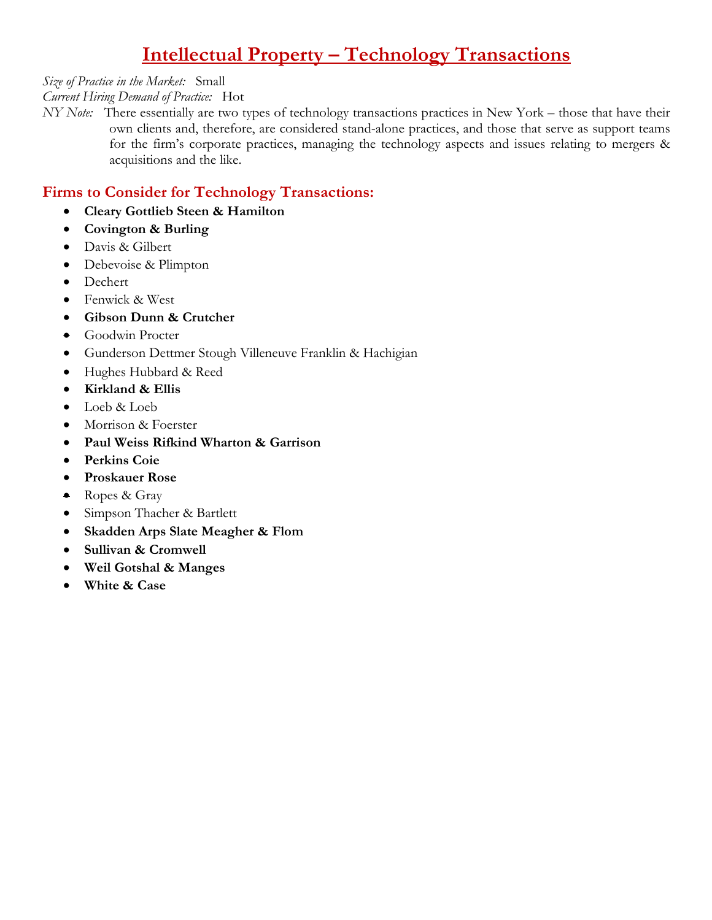# Intellectual Property – Technology Transactions

*Size of Practice in the Market:* Small
*Current Hiring Demand of Practice:* Hot
*NY Note:* There essentially are two types of technology transactions practices in New York – those that have their own clients and, therefore, are considered stand-alone practices, and those that serve as support teams for the firm's corporate practices, managing the technology aspects and issues relating to mergers & acquisitions and the like.

## Firms to Consider for Technology Transactions:

- **Cleary Gottlieb Steen & Hamilton**
- **Covington & Burling**
- Davis & Gilbert
- Debevoise & Plimpton
- Dechert
- Fenwick & West
- **Gibson Dunn & Crutcher**
- Goodwin Procter
- Gunderson Dettmer Stough Villeneuve Franklin & Hachigian
- Hughes Hubbard & Reed
- **Kirkland & Ellis**
- Loeb & Loeb
- Morrison & Foerster
- **Paul Weiss Rifkind Wharton & Garrison**
- **Perkins Coie**
- **Proskauer Rose**
- Ropes & Gray
- Simpson Thacher & Bartlett
- **Skadden Arps Slate Meagher & Flom**
- **Sullivan & Cromwell**
- **Weil Gotshal & Manges**
- **White & Case**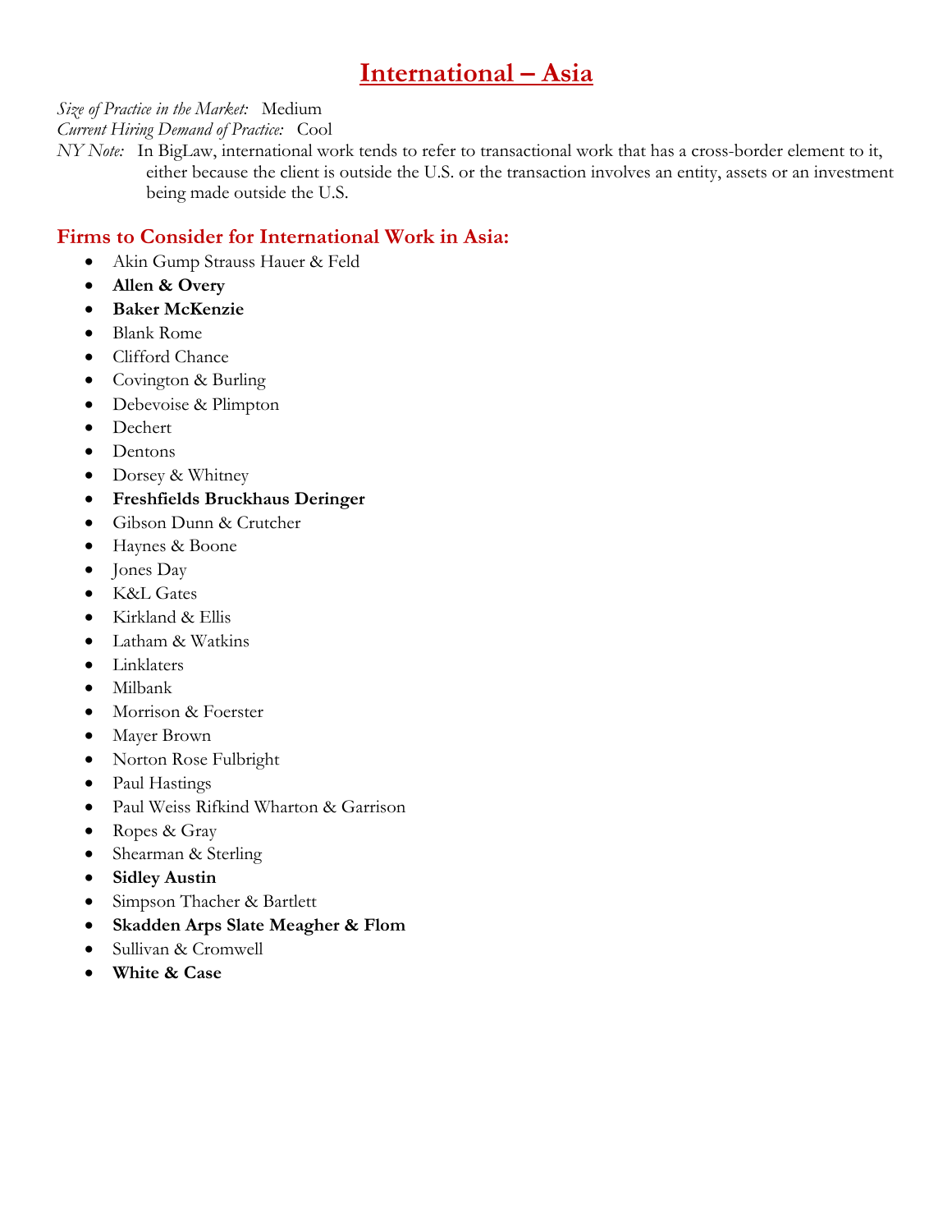# International – Asia

*Size of Practice in the Market:* Medium
*Current Hiring Demand of Practice:* Cool
*NY Note:* In BigLaw, international work tends to refer to transactional work that has a cross-border element to it, either because the client is outside the U.S. or the transaction involves an entity, assets or an investment being made outside the U.S.

## Firms to Consider for International Work in Asia:

- Akin Gump Strauss Hauer & Feld
- **Allen & Overy**
- **Baker McKenzie**
- Blank Rome
- Clifford Chance
- Covington & Burling
- Debevoise & Plimpton
- Dechert
- Dentons
- Dorsey & Whitney
- **Freshfields Bruckhaus Deringer**
- Gibson Dunn & Crutcher
- Haynes & Boone
- Jones Day
- K&L Gates
- Kirkland & Ellis
- Latham & Watkins
- Linklaters
- Milbank
- Morrison & Foerster
- Mayer Brown
- Norton Rose Fulbright
- Paul Hastings
- Paul Weiss Rifkind Wharton & Garrison
- Ropes & Gray
- Shearman & Sterling
- **Sidley Austin**
- Simpson Thacher & Bartlett
- **Skadden Arps Slate Meagher & Flom**
- Sullivan & Cromwell
- **White & Case**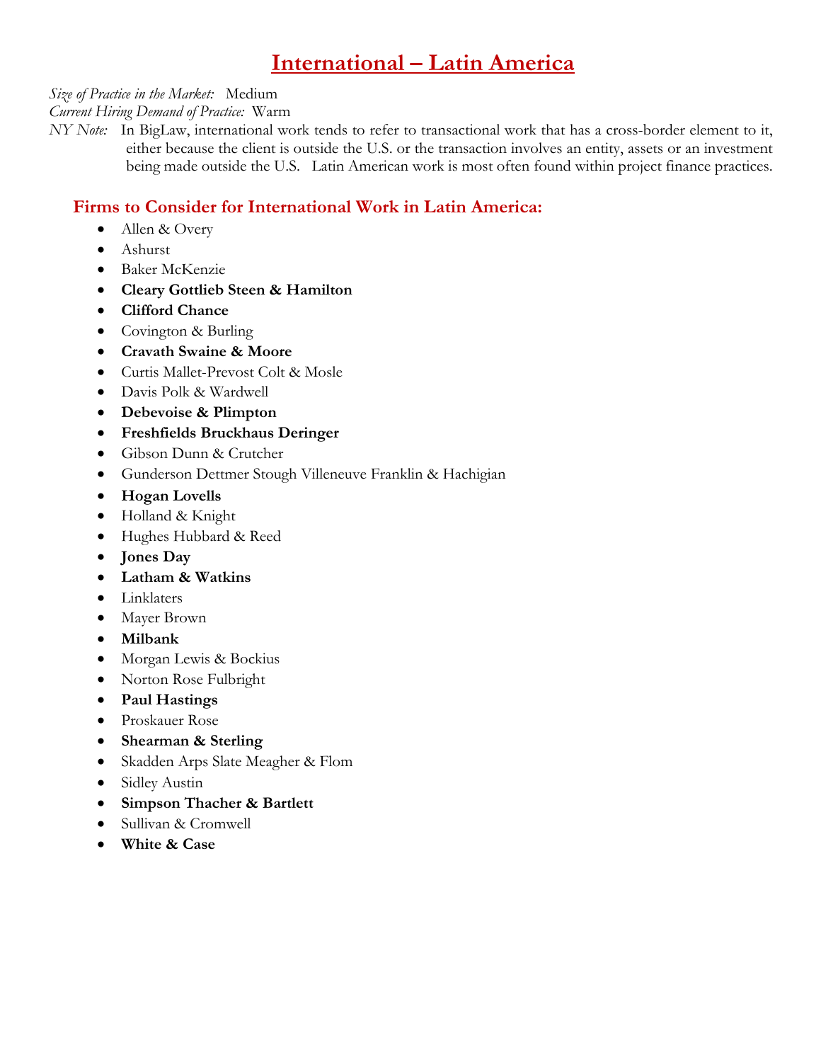# International – Latin America

*Size of Practice in the Market:* Medium
*Current Hiring Demand of Practice:* Warm
*NY Note:* In BigLaw, international work tends to refer to transactional work that has a cross-border element to it, either because the client is outside the U.S. or the transaction involves an entity, assets or an investment being made outside the U.S. Latin American work is most often found within project finance practices.

## Firms to Consider for International Work in Latin America:

- Allen & Overy
- Ashurst
- Baker McKenzie
- **Cleary Gottlieb Steen & Hamilton**
- **Clifford Chance**
- Covington & Burling
- **Cravath Swaine & Moore**
- Curtis Mallet-Prevost Colt & Mosle
- Davis Polk & Wardwell
- **Debevoise & Plimpton**
- **Freshfields Bruckhaus Deringer**
- Gibson Dunn & Crutcher
- Gunderson Dettmer Stough Villeneuve Franklin & Hachigian
- **Hogan Lovells**
- Holland & Knight
- Hughes Hubbard & Reed
- **Jones Day**
- **Latham & Watkins**
- Linklaters
- Mayer Brown
- **Milbank**
- Morgan Lewis & Bockius
- Norton Rose Fulbright
- **Paul Hastings**
- Proskauer Rose
- **Shearman & Sterling**
- Skadden Arps Slate Meagher & Flom
- Sidley Austin
- **Simpson Thacher & Bartlett**
- Sullivan & Cromwell
- **White & Case**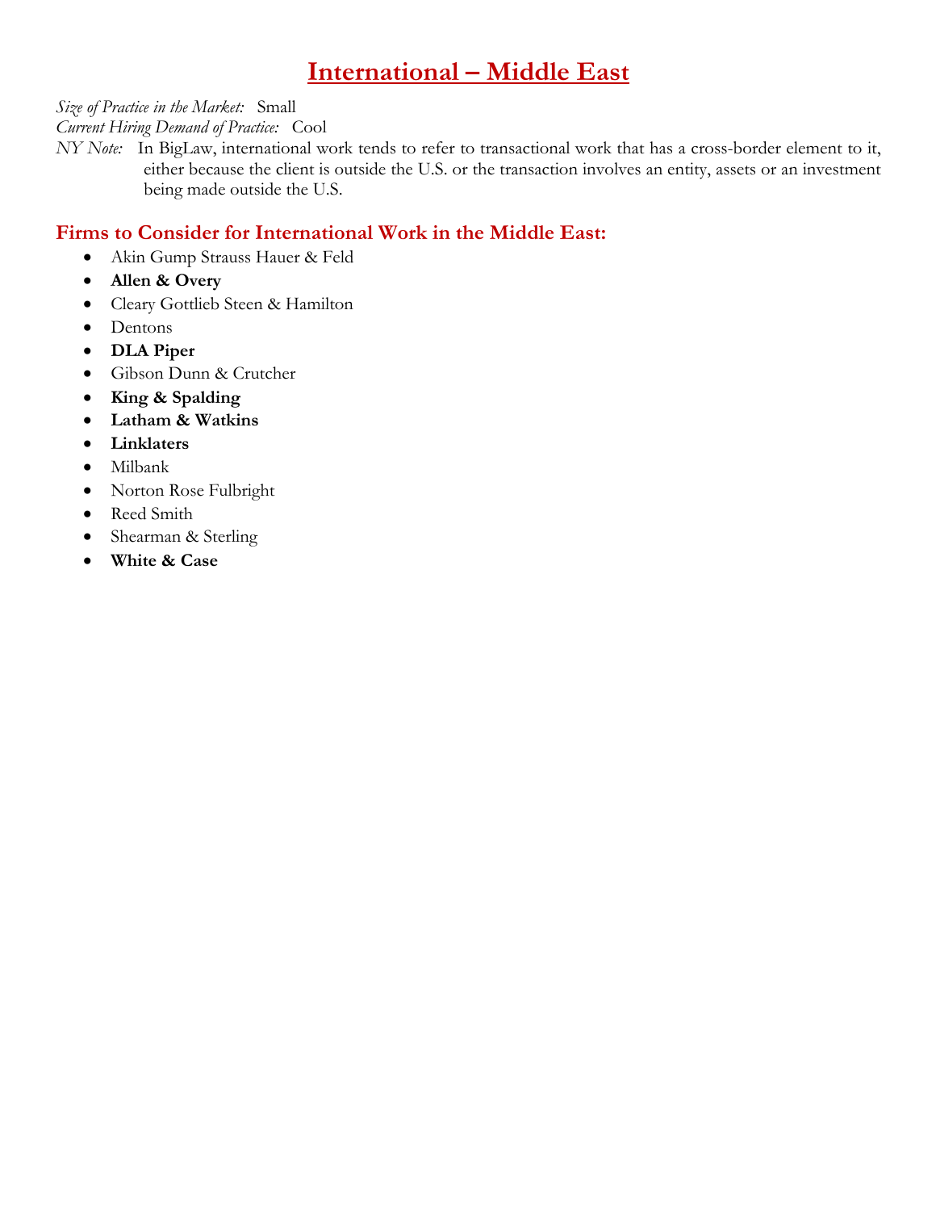# International – Middle East

*Size of Practice in the Market:* Small
*Current Hiring Demand of Practice:* Cool
*NY Note:* In BigLaw, international work tends to refer to transactional work that has a cross-border element to it, either because the client is outside the U.S. or the transaction involves an entity, assets or an investment being made outside the U.S.

## Firms to Consider for International Work in the Middle East:

- Akin Gump Strauss Hauer & Feld
- **Allen & Overy**
- Cleary Gottlieb Steen & Hamilton
- Dentons
- **DLA Piper**
- Gibson Dunn & Crutcher
- **King & Spalding**
- **Latham & Watkins**
- **Linklaters**
- Milbank
- Norton Rose Fulbright
- Reed Smith
- Shearman & Sterling
- **White & Case**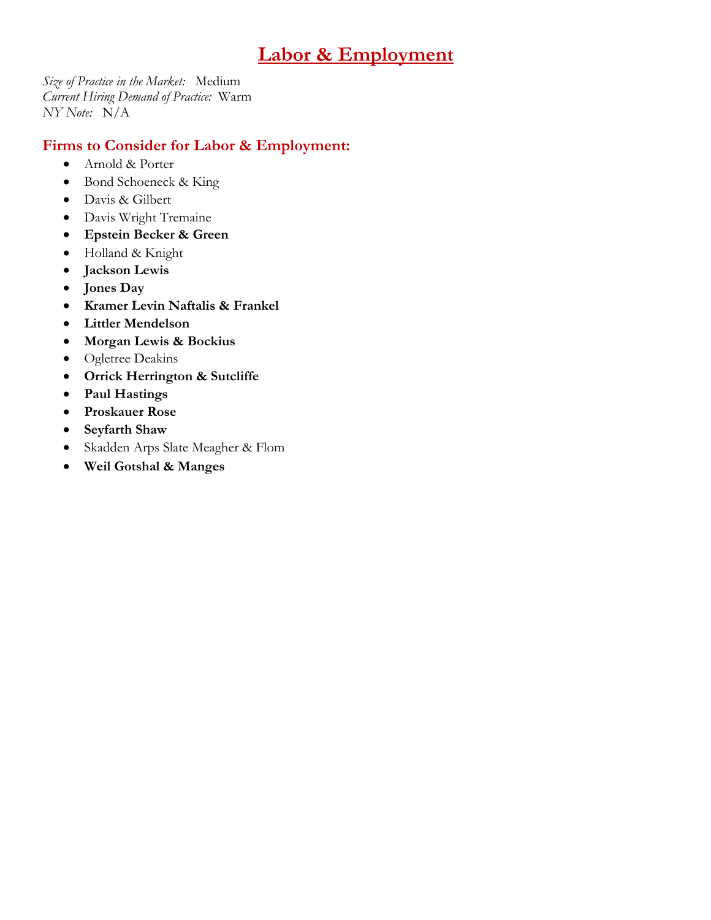# Labor & Employment

*Size of Practice in the Market:* Medium
*Current Hiring Demand of Practice:* Warm
*NY Note:* N/A

## Firms to Consider for Labor & Employment:

- Arnold & Porter
- Bond Schoeneck & King
- Davis & Gilbert
- Davis Wright Tremaine
- **Epstein Becker & Green**
- Holland & Knight
- **Jackson Lewis**
- **Jones Day**
- **Kramer Levin Naftalis & Frankel**
- **Littler Mendelson**
- **Morgan Lewis & Bockius**
- Ogletree Deakins
- **Orrick Herrington & Sutcliffe**
- **Paul Hastings**
- **Proskauer Rose**
- **Seyfarth Shaw**
- Skadden Arps Slate Meagher & Flom
- **Weil Gotshal & Manges**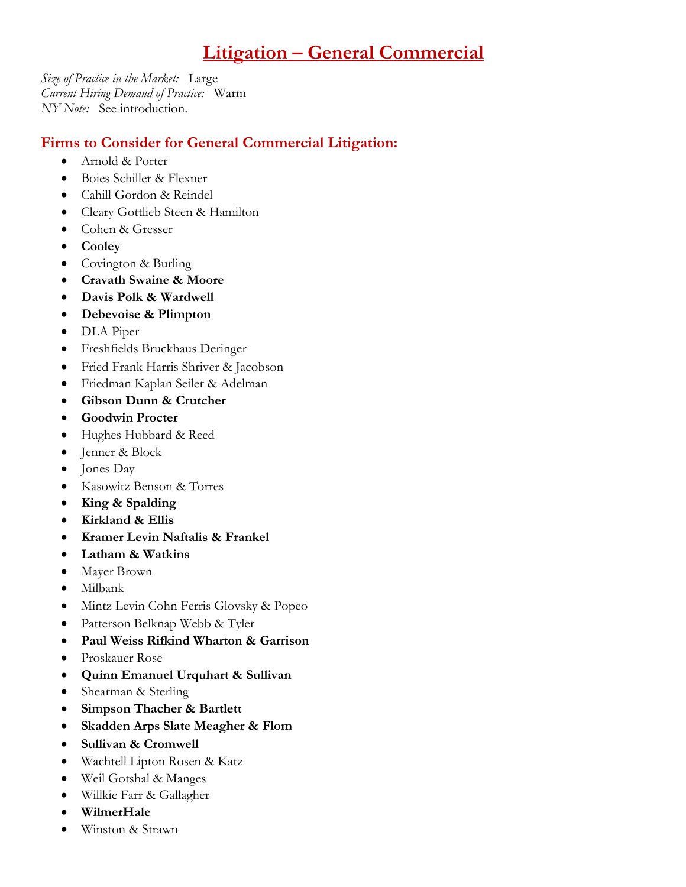# Litigation – General Commercial

*Size of Practice in the Market:* Large
*Current Hiring Demand of Practice:* Warm
*NY Note:* See introduction.

## Firms to Consider for General Commercial Litigation:

- Arnold & Porter
- Boies Schiller & Flexner
- Cahill Gordon & Reindel
- Cleary Gottlieb Steen & Hamilton
- Cohen & Gresser
- **Cooley**
- Covington & Burling
- **Cravath Swaine & Moore**
- **Davis Polk & Wardwell**
- **Debevoise & Plimpton**
- DLA Piper
- Freshfields Bruckhaus Deringer
- Fried Frank Harris Shriver & Jacobson
- Friedman Kaplan Seiler & Adelman
- **Gibson Dunn & Crutcher**
- **Goodwin Procter**
- Hughes Hubbard & Reed
- Jenner & Block
- Jones Day
- Kasowitz Benson & Torres
- **King & Spalding**
- **Kirkland & Ellis**
- **Kramer Levin Naftalis & Frankel**
- **Latham & Watkins**
- Mayer Brown
- Milbank
- Mintz Levin Cohn Ferris Glovsky & Popeo
- Patterson Belknap Webb & Tyler
- **Paul Weiss Rifkind Wharton & Garrison**
- Proskauer Rose
- **Quinn Emanuel Urquhart & Sullivan**
- Shearman & Sterling
- **Simpson Thacher & Bartlett**
- **Skadden Arps Slate Meagher & Flom**
- **Sullivan & Cromwell**
- Wachtell Lipton Rosen & Katz
- Weil Gotshal & Manges
- Willkie Farr & Gallagher
- **WilmerHale**
- Winston & Strawn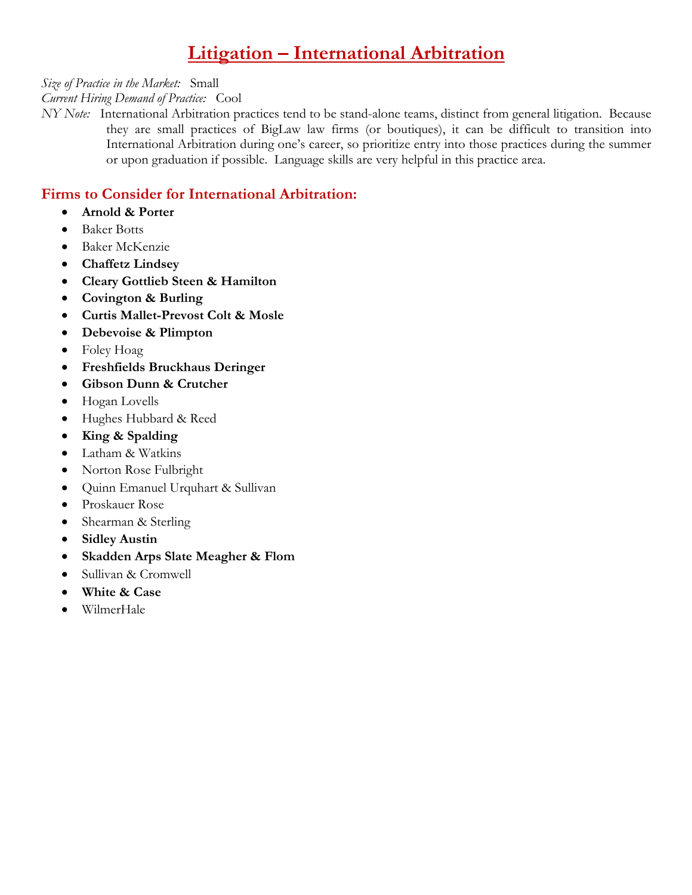# Litigation – International Arbitration

*Size of Practice in the Market:* Small
*Current Hiring Demand of Practice:* Cool
*NY Note:* International Arbitration practices tend to be stand-alone teams, distinct from general litigation. Because they are small practices of BigLaw law firms (or boutiques), it can be difficult to transition into International Arbitration during one's career, so prioritize entry into those practices during the summer or upon graduation if possible. Language skills are very helpful in this practice area.

## Firms to Consider for International Arbitration:

- **Arnold & Porter**
- Baker Botts
- Baker McKenzie
- **Chaffetz Lindsey**
- **Cleary Gottlieb Steen & Hamilton**
- **Covington & Burling**
- **Curtis Mallet-Prevost Colt & Mosle**
- **Debevoise & Plimpton**
- Foley Hoag
- **Freshfields Bruckhaus Deringer**
- **Gibson Dunn & Crutcher**
- Hogan Lovells
- Hughes Hubbard & Reed
- **King & Spalding**
- Latham & Watkins
- Norton Rose Fulbright
- Quinn Emanuel Urquhart & Sullivan
- Proskauer Rose
- Shearman & Sterling
- **Sidley Austin**
- **Skadden Arps Slate Meagher & Flom**
- Sullivan & Cromwell
- **White & Case**
- WilmerHale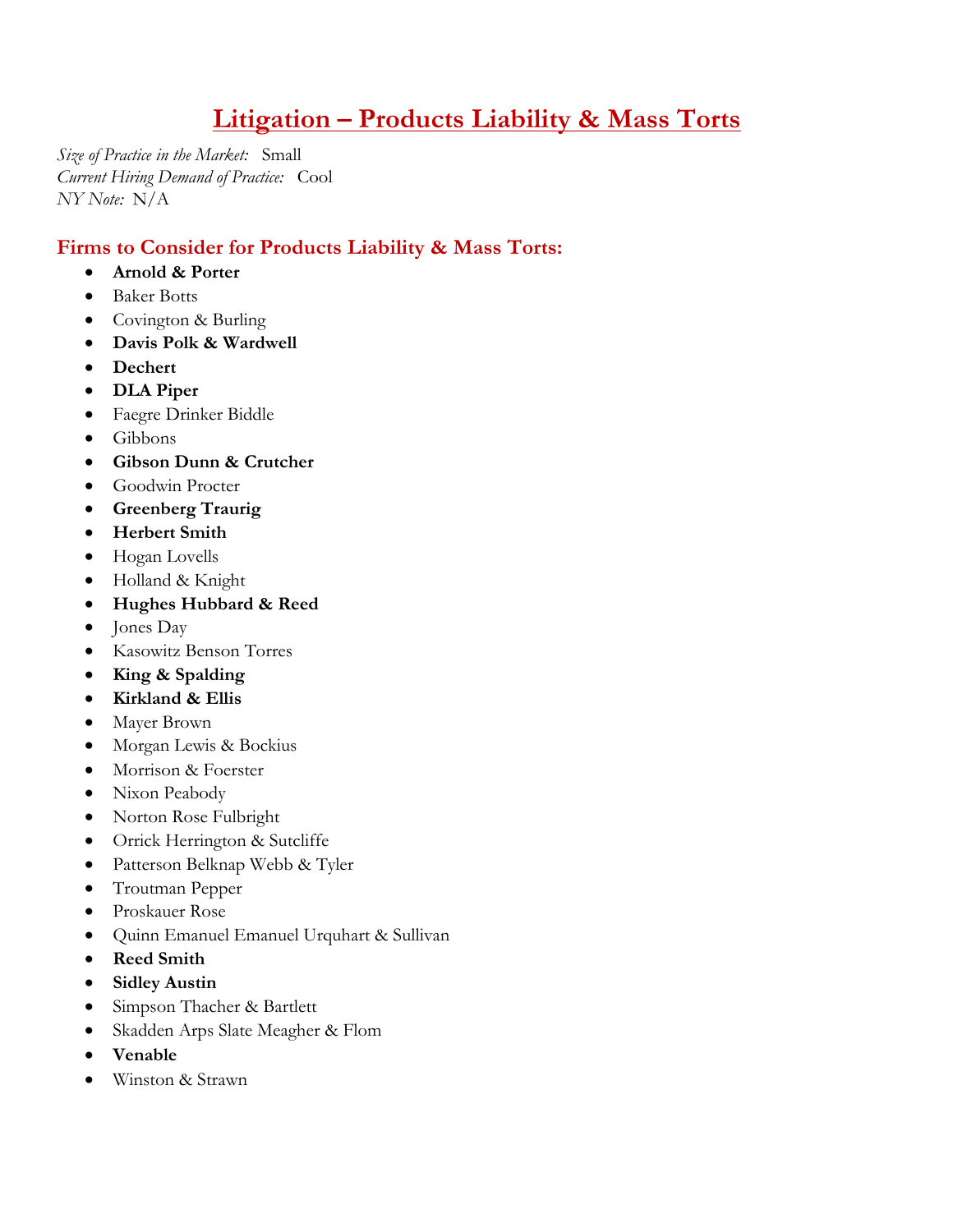# Litigation – Products Liability & Mass Torts

*Size of Practice in the Market:* Small
*Current Hiring Demand of Practice:* Cool
*NY Note:* N/A

## Firms to Consider for Products Liability & Mass Torts:

- **Arnold & Porter**
- Baker Botts
- Covington & Burling
- **Davis Polk & Wardwell**
- **Dechert**
- **DLA Piper**
- Faegre Drinker Biddle
- Gibbons
- **Gibson Dunn & Crutcher**
- Goodwin Procter
- **Greenberg Traurig**
- **Herbert Smith**
- Hogan Lovells
- Holland & Knight
- **Hughes Hubbard & Reed**
- Jones Day
- Kasowitz Benson Torres
- **King & Spalding**
- **Kirkland & Ellis**
- Mayer Brown
- Morgan Lewis & Bockius
- Morrison & Foerster
- Nixon Peabody
- Norton Rose Fulbright
- Orrick Herrington & Sutcliffe
- Patterson Belknap Webb & Tyler
- Troutman Pepper
- Proskauer Rose
- Quinn Emanuel Emanuel Urquhart & Sullivan
- **Reed Smith**
- **Sidley Austin**
- Simpson Thacher & Bartlett
- Skadden Arps Slate Meagher & Flom
- **Venable**
- Winston & Strawn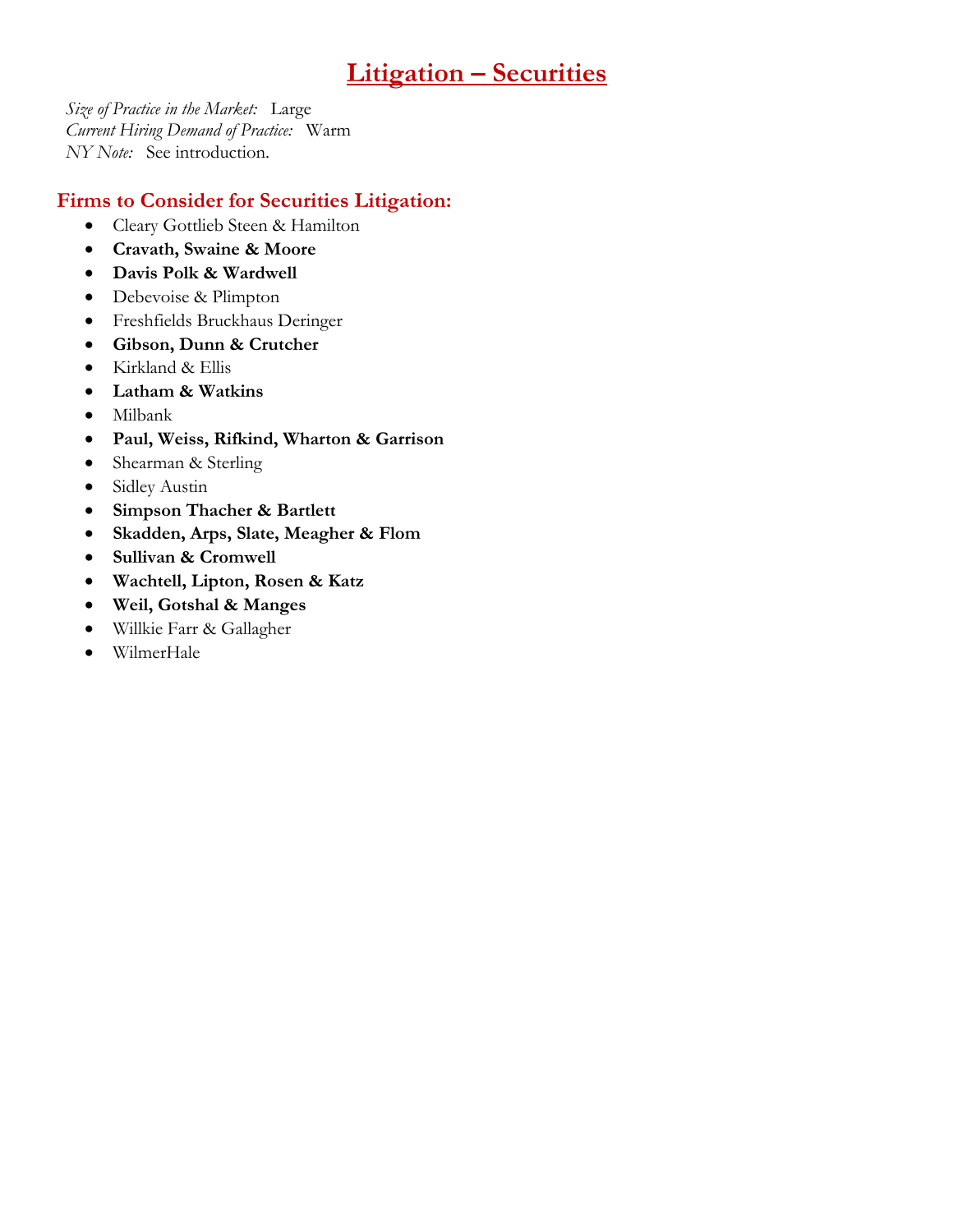# Litigation – Securities

*Size of Practice in the Market:* Large
*Current Hiring Demand of Practice:* Warm
*NY Note:* See introduction.

## Firms to Consider for Securities Litigation:

- Cleary Gottlieb Steen & Hamilton
- **Cravath, Swaine & Moore**
- **Davis Polk & Wardwell**
- Debevoise & Plimpton
- Freshfields Bruckhaus Deringer
- **Gibson, Dunn & Crutcher**
- Kirkland & Ellis
- **Latham & Watkins**
- Milbank
- **Paul, Weiss, Rifkind, Wharton & Garrison**
- Shearman & Sterling
- Sidley Austin
- **Simpson Thacher & Bartlett**
- **Skadden, Arps, Slate, Meagher & Flom**
- **Sullivan & Cromwell**
- **Wachtell, Lipton, Rosen & Katz**
- **Weil, Gotshal & Manges**
- Willkie Farr & Gallagher
- WilmerHale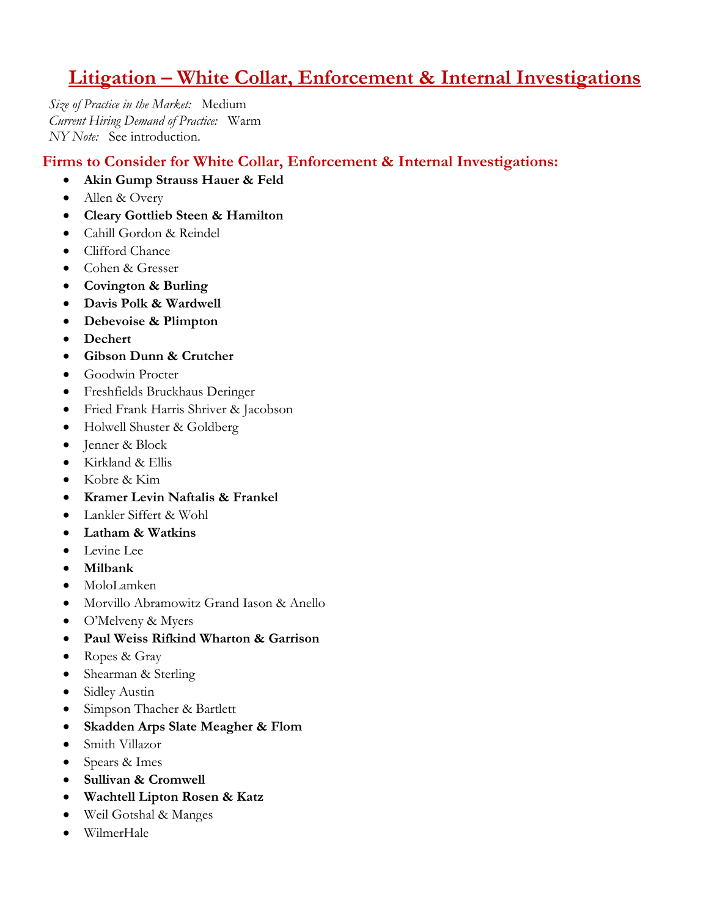# Litigation – White Collar, Enforcement & Internal Investigations

*Size of Practice in the Market:* Medium
*Current Hiring Demand of Practice:* Warm
*NY Note:* See introduction.

## Firms to Consider for White Collar, Enforcement & Internal Investigations:

- **Akin Gump Strauss Hauer & Feld**
- Allen & Overy
- **Cleary Gottlieb Steen & Hamilton**
- Cahill Gordon & Reindel
- Clifford Chance
- Cohen & Gresser
- **Covington & Burling**
- **Davis Polk & Wardwell**
- **Debevoise & Plimpton**
- **Dechert**
- **Gibson Dunn & Crutcher**
- Goodwin Procter
- Freshfields Bruckhaus Deringer
- Fried Frank Harris Shriver & Jacobson
- Holwell Shuster & Goldberg
- Jenner & Block
- Kirkland & Ellis
- Kobre & Kim
- **Kramer Levin Naftalis & Frankel**
- Lankler Siffert & Wohl
- **Latham & Watkins**
- Levine Lee
- **Milbank**
- MoloLamken
- Morvillo Abramowitz Grand Iason & Anello
- O'Melveny & Myers
- **Paul Weiss Rifkind Wharton & Garrison**
- Ropes & Gray
- Shearman & Sterling
- Sidley Austin
- Simpson Thacher & Bartlett
- **Skadden Arps Slate Meagher & Flom**
- Smith Villazor
- Spears & Imes
- **Sullivan & Cromwell**
- **Wachtell Lipton Rosen & Katz**
- Weil Gotshal & Manges
- WilmerHale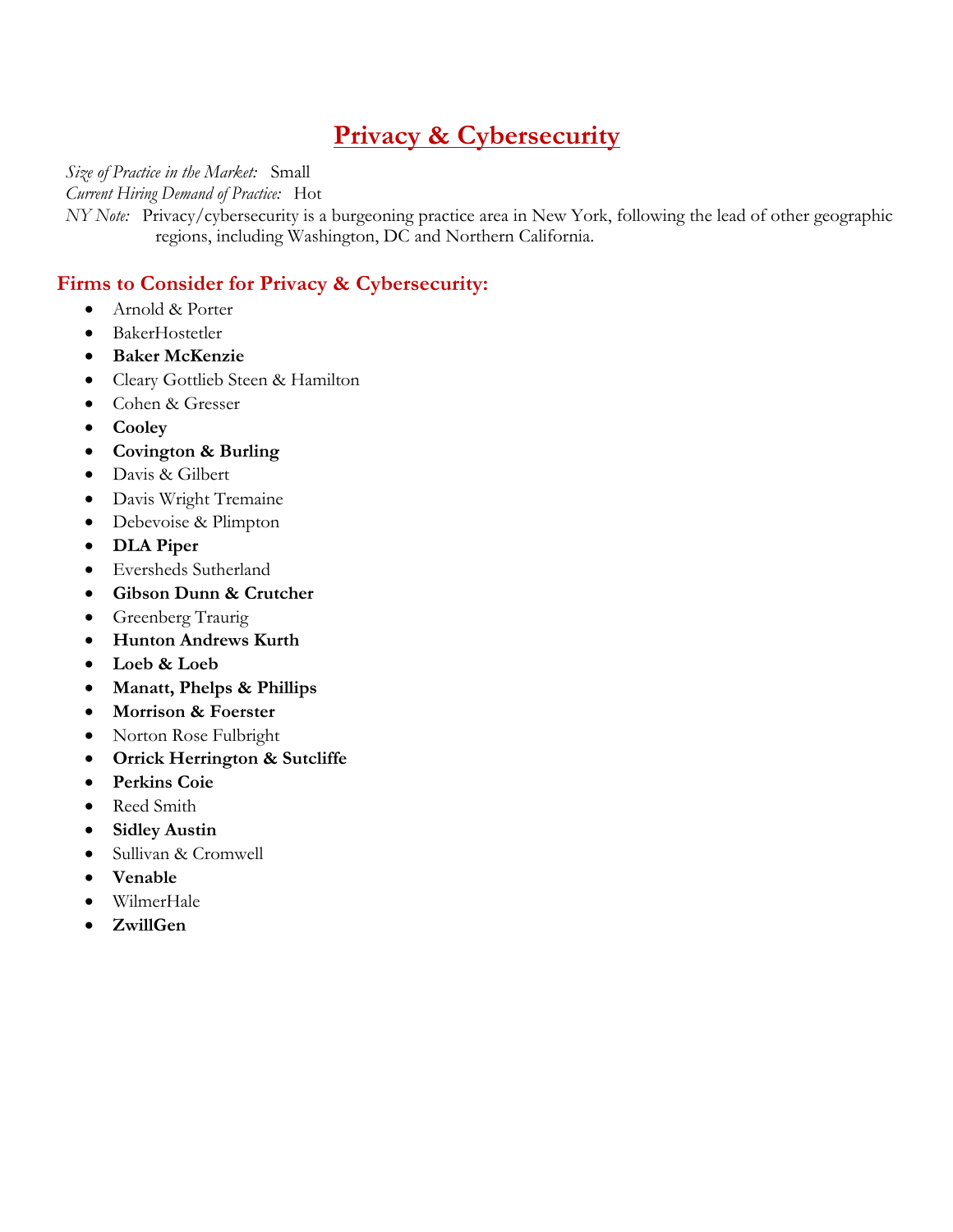# Privacy & Cybersecurity

*Size of Practice in the Market:* Small
*Current Hiring Demand of Practice:* Hot
*NY Note:* Privacy/cybersecurity is a burgeoning practice area in New York, following the lead of other geographic regions, including Washington, DC and Northern California.

## Firms to Consider for Privacy & Cybersecurity:

- Arnold & Porter
- BakerHostetler
- **Baker McKenzie**
- Cleary Gottlieb Steen & Hamilton
- Cohen & Gresser
- **Cooley**
- **Covington & Burling**
- Davis & Gilbert
- Davis Wright Tremaine
- Debevoise & Plimpton
- **DLA Piper**
- Eversheds Sutherland
- **Gibson Dunn & Crutcher**
- Greenberg Traurig
- **Hunton Andrews Kurth**
- **Loeb & Loeb**
- **Manatt, Phelps & Phillips**
- **Morrison & Foerster**
- Norton Rose Fulbright
- **Orrick Herrington & Sutcliffe**
- **Perkins Coie**
- Reed Smith
- **Sidley Austin**
- Sullivan & Cromwell
- **Venable**
- WilmerHale
- **ZwillGen**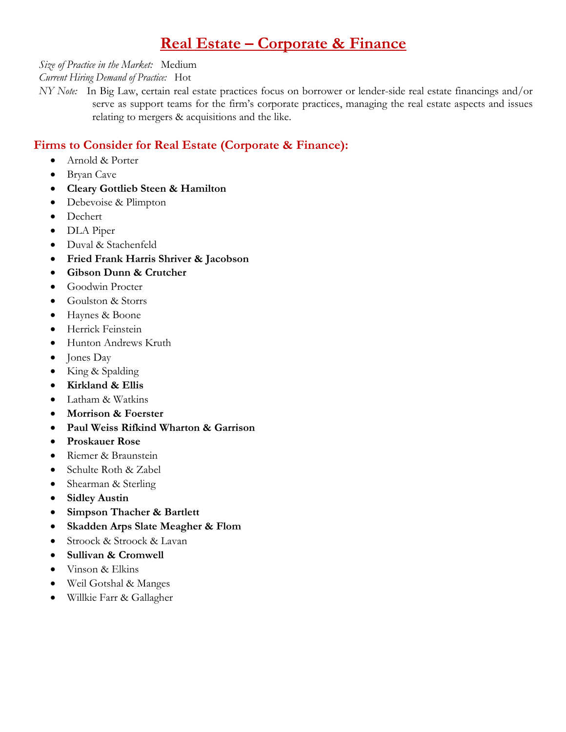# Real Estate – Corporate & Finance

*Size of Practice in the Market:* Medium

*Current Hiring Demand of Practice:* Hot

*NY Note:* In Big Law, certain real estate practices focus on borrower or lender-side real estate financings and/or serve as support teams for the firm's corporate practices, managing the real estate aspects and issues relating to mergers & acquisitions and the like.

## Firms to Consider for Real Estate (Corporate & Finance):

- Arnold & Porter
- Bryan Cave
- **Cleary Gottlieb Steen & Hamilton**
- Debevoise & Plimpton
- Dechert
- DLA Piper
- Duval & Stachenfeld
- **Fried Frank Harris Shriver & Jacobson**
- **Gibson Dunn & Crutcher**
- Goodwin Procter
- Goulston & Storrs
- Haynes & Boone
- Herrick Feinstein
- Hunton Andrews Kruth
- Jones Day
- King & Spalding
- **Kirkland & Ellis**
- Latham & Watkins
- **Morrison & Foerster**
- **Paul Weiss Rifkind Wharton & Garrison**
- **Proskauer Rose**
- Riemer & Braunstein
- Schulte Roth & Zabel
- Shearman & Sterling
- **Sidley Austin**
- **Simpson Thacher & Bartlett**
- **Skadden Arps Slate Meagher & Flom**
- Stroock & Stroock & Lavan
- **Sullivan & Cromwell**
- Vinson & Elkins
- Weil Gotshal & Manges
- Willkie Farr & Gallagher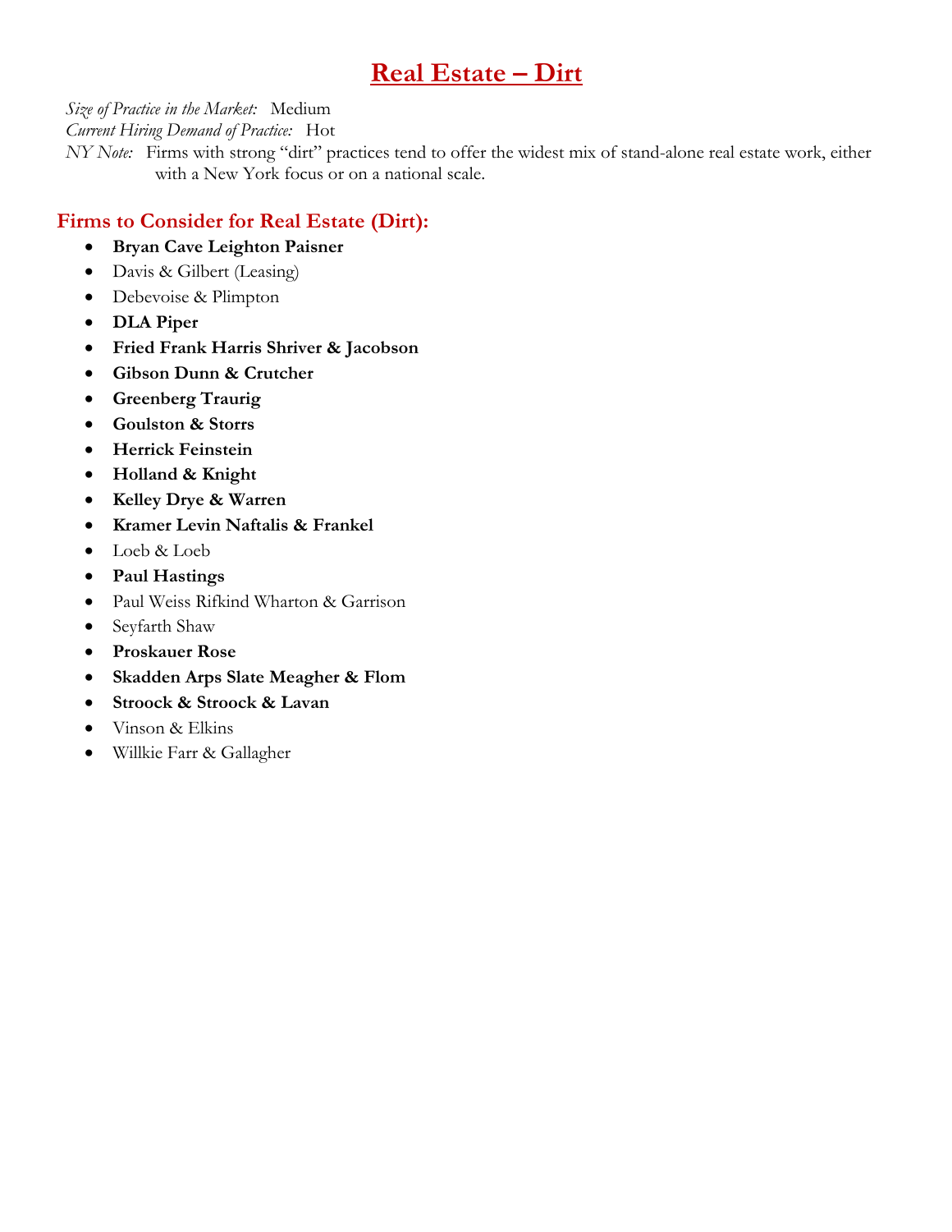# Real Estate – Dirt

*Size of Practice in the Market:* Medium
*Current Hiring Demand of Practice:* Hot
*NY Note:* Firms with strong "dirt" practices tend to offer the widest mix of stand-alone real estate work, either with a New York focus or on a national scale.

## Firms to Consider for Real Estate (Dirt):

- **Bryan Cave Leighton Paisner**
- Davis & Gilbert (Leasing)
- Debevoise & Plimpton
- **DLA Piper**
- **Fried Frank Harris Shriver & Jacobson**
- **Gibson Dunn & Crutcher**
- **Greenberg Traurig**
- **Goulston & Storrs**
- **Herrick Feinstein**
- **Holland & Knight**
- **Kelley Drye & Warren**
- **Kramer Levin Naftalis & Frankel**
- Loeb & Loeb
- **Paul Hastings**
- Paul Weiss Rifkind Wharton & Garrison
- Seyfarth Shaw
- **Proskauer Rose**
- **Skadden Arps Slate Meagher & Flom**
- **Stroock & Stroock & Lavan**
- Vinson & Elkins
- Willkie Farr & Gallagher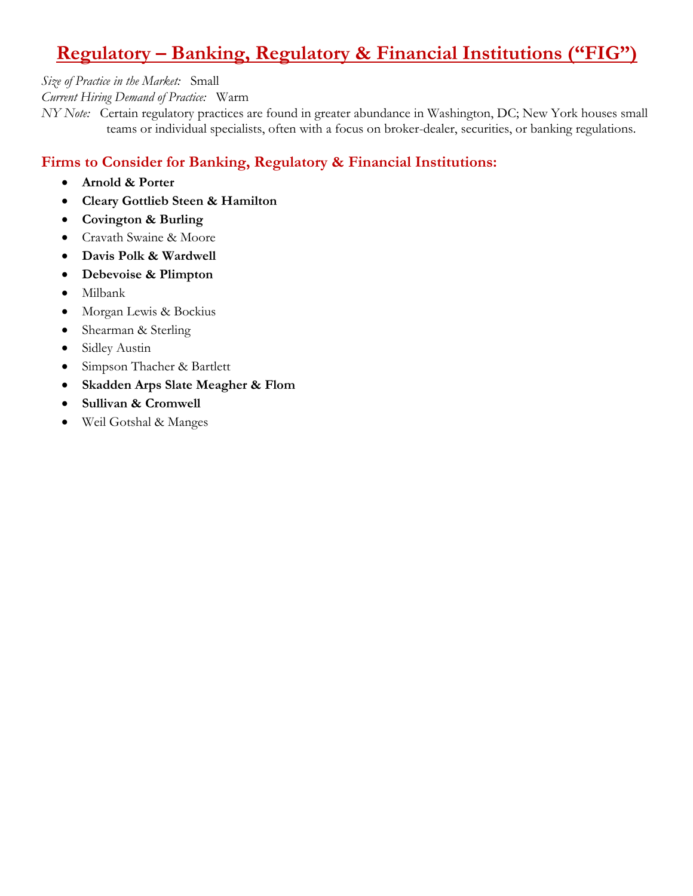# Regulatory – Banking, Regulatory & Financial Institutions ("FIG")

*Size of Practice in the Market:* Small
*Current Hiring Demand of Practice:* Warm
*NY Note:* Certain regulatory practices are found in greater abundance in Washington, DC; New York houses small teams or individual specialists, often with a focus on broker-dealer, securities, or banking regulations.

## Firms to Consider for Banking, Regulatory & Financial Institutions:

- **Arnold & Porter**
- **Cleary Gottlieb Steen & Hamilton**
- **Covington & Burling**
- Cravath Swaine & Moore
- **Davis Polk & Wardwell**
- **Debevoise & Plimpton**
- Milbank
- Morgan Lewis & Bockius
- Shearman & Sterling
- Sidley Austin
- Simpson Thacher & Bartlett
- **Skadden Arps Slate Meagher & Flom**
- **Sullivan & Cromwell**
- Weil Gotshal & Manges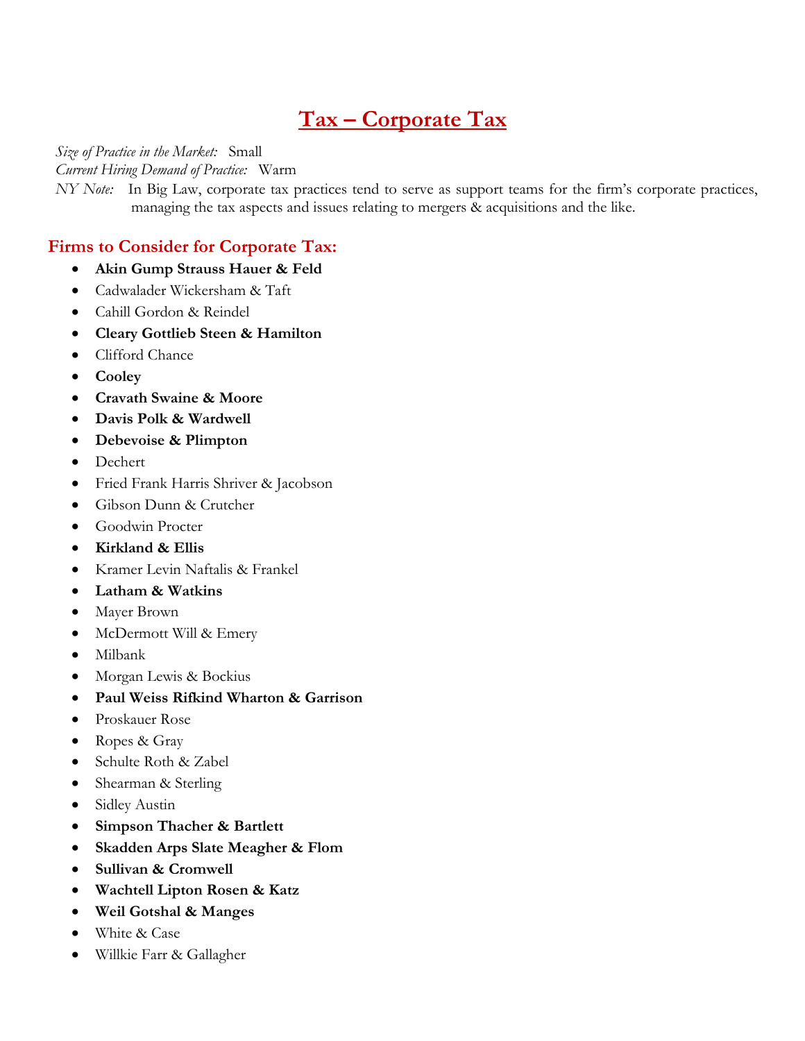# Tax – Corporate Tax

*Size of Practice in the Market:* Small
*Current Hiring Demand of Practice:* Warm
*NY Note:* In Big Law, corporate tax practices tend to serve as support teams for the firm's corporate practices, managing the tax aspects and issues relating to mergers & acquisitions and the like.

## Firms to Consider for Corporate Tax:

- **Akin Gump Strauss Hauer & Feld**
- Cadwalader Wickersham & Taft
- Cahill Gordon & Reindel
- **Cleary Gottlieb Steen & Hamilton**
- Clifford Chance
- **Cooley**
- **Cravath Swaine & Moore**
- **Davis Polk & Wardwell**
- **Debevoise & Plimpton**
- Dechert
- Fried Frank Harris Shriver & Jacobson
- Gibson Dunn & Crutcher
- Goodwin Procter
- **Kirkland & Ellis**
- Kramer Levin Naftalis & Frankel
- **Latham & Watkins**
- Mayer Brown
- McDermott Will & Emery
- Milbank
- Morgan Lewis & Bockius
- **Paul Weiss Rifkind Wharton & Garrison**
- Proskauer Rose
- Ropes & Gray
- Schulte Roth & Zabel
- Shearman & Sterling
- Sidley Austin
- **Simpson Thacher & Bartlett**
- **Skadden Arps Slate Meagher & Flom**
- **Sullivan & Cromwell**
- **Wachtell Lipton Rosen & Katz**
- **Weil Gotshal & Manges**
- White & Case
- Willkie Farr & Gallagher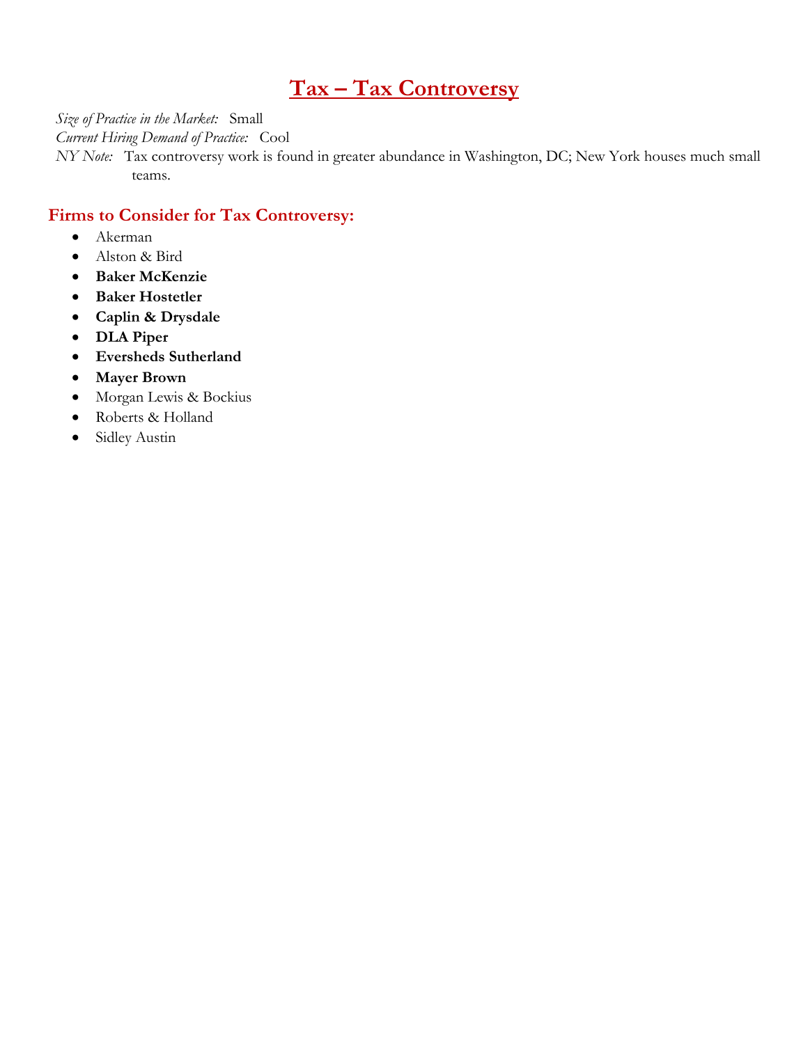# Tax – Tax Controversy

*Size of Practice in the Market:* Small
*Current Hiring Demand of Practice:* Cool
*NY Note:* Tax controversy work is found in greater abundance in Washington, DC; New York houses much small teams.

## Firms to Consider for Tax Controversy:

- Akerman
- Alston & Bird
- **Baker McKenzie**
- **Baker Hostetler**
- **Caplin & Drysdale**
- **DLA Piper**
- **Eversheds Sutherland**
- **Mayer Brown**
- Morgan Lewis & Bockius
- Roberts & Holland
- Sidley Austin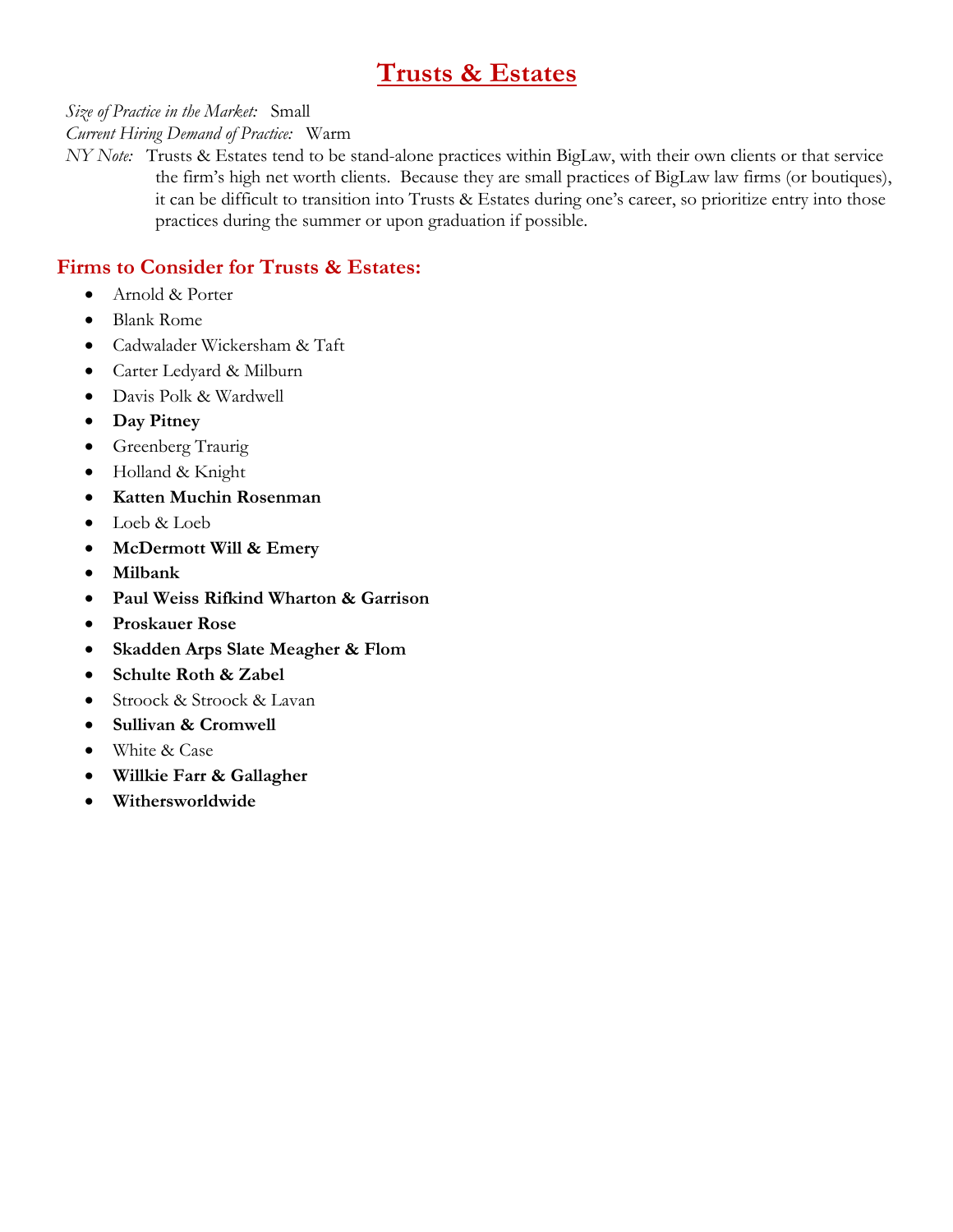# Trusts & Estates

*Size of Practice in the Market:* Small

*Current Hiring Demand of Practice:* Warm

*NY Note:* Trusts & Estates tend to be stand-alone practices within BigLaw, with their own clients or that service the firm's high net worth clients. Because they are small practices of BigLaw law firms (or boutiques), it can be difficult to transition into Trusts & Estates during one's career, so prioritize entry into those practices during the summer or upon graduation if possible.

## Firms to Consider for Trusts & Estates:

- Arnold & Porter
- Blank Rome
- Cadwalader Wickersham & Taft
- Carter Ledyard & Milburn
- Davis Polk & Wardwell
- **Day Pitney**
- Greenberg Traurig
- Holland & Knight
- **Katten Muchin Rosenman**
- Loeb & Loeb
- **McDermott Will & Emery**
- **Milbank**
- **Paul Weiss Rifkind Wharton & Garrison**
- **Proskauer Rose**
- **Skadden Arps Slate Meagher & Flom**
- **Schulte Roth & Zabel**
- Stroock & Stroock & Lavan
- **Sullivan & Cromwell**
- White & Case
- **Willkie Farr & Gallagher**
- **Withersworldwide**